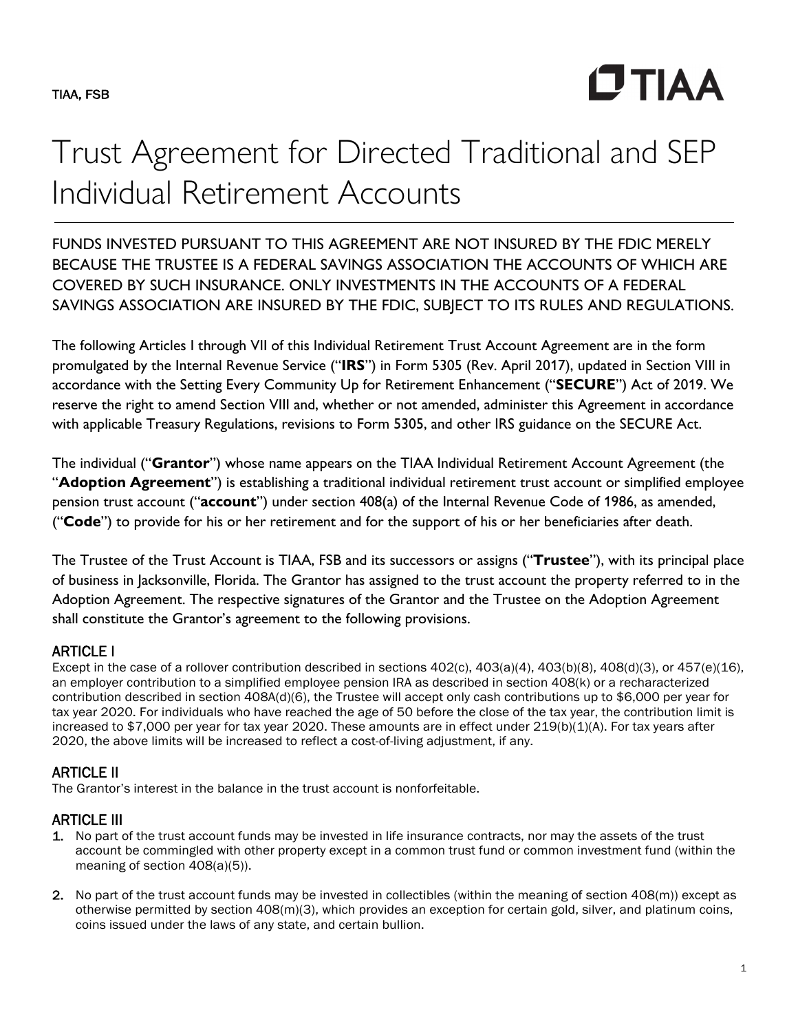TIAA, FSB

# Trust Agreement for Directed Traditional and SEP Individual Retirement Accounts

FUNDS INVESTED PURSUANT TO THIS AGREEMENT ARE NOT INSURED BY THE FDIC MERELY BECAUSE THE TRUSTEE IS A FEDERAL SAVINGS ASSOCIATION THE ACCOUNTS OF WHICH ARE COVERED BY SUCH INSURANCE. ONLY INVESTMENTS IN THE ACCOUNTS OF A FEDERAL SAVINGS ASSOCIATION ARE INSURED BY THE FDIC, SUBJECT TO ITS RULES AND REGULATIONS.

The following Articles I through VII of this Individual Retirement Trust Account Agreement are in the form promulgated by the Internal Revenue Service ("**IRS**") in Form 5305 (Rev. April 2017), updated in Section VIII in accordance with the Setting Every Community Up for Retirement Enhancement ("**SECURE**") Act of 2019. We reserve the right to amend Section VIII and, whether or not amended, administer this Agreement in accordance with applicable Treasury Regulations, revisions to Form 5305, and other IRS guidance on the SECURE Act.

The individual ("**Grantor**") whose name appears on the TIAA Individual Retirement Account Agreement (the "**Adoption Agreement**") is establishing a traditional individual retirement trust account or simplified employee pension trust account ("**account**") under section 408(a) of the Internal Revenue Code of 1986, as amended, ("**Code**") to provide for his or her retirement and for the support of his or her beneficiaries after death.

The Trustee of the Trust Account is TIAA, FSB and its successors or assigns ("**Trustee**"), with its principal place of business in Jacksonville, Florida. The Grantor has assigned to the trust account the property referred to in the Adoption Agreement. The respective signatures of the Grantor and the Trustee on the Adoption Agreement shall constitute the Grantor's agreement to the following provisions.

## ARTICLE I

Except in the case of a rollover contribution described in sections 402(c), 403(a)(4), 403(b)(8), 408(d)(3), or 457(e)(16), an employer contribution to a simplified employee pension IRA as described in section 408(k) or a recharacterized contribution described in section 408A(d)(6), the Trustee will accept only cash contributions up to $6,000 per year for tax year 2020. For individuals who have reached the age of 50 before the close of the tax year, the contribution limit is increased to $7,000 per year for tax year 2020. These amounts are in effect under 219(b)(1)(A). For tax years after 2020, the above limits will be increased to reflect a cost-of-living adjustment, if any.

## ARTICLE II

The Grantor's interest in the balance in the trust account is nonforfeitable.

## ARTICLE III

1. No part of the trust account funds may be invested in life insurance contracts, nor may the assets of the trust account be commingled with other property except in a common trust fund or common investment fund (within the meaning of section 408(a)(5)).

2. No part of the trust account funds may be invested in collectibles (within the meaning of section 408(m)) except as otherwise permitted by section 408(m)(3), which provides an exception for certain gold, silver, and platinum coins, coins issued under the laws of any state, and certain bullion.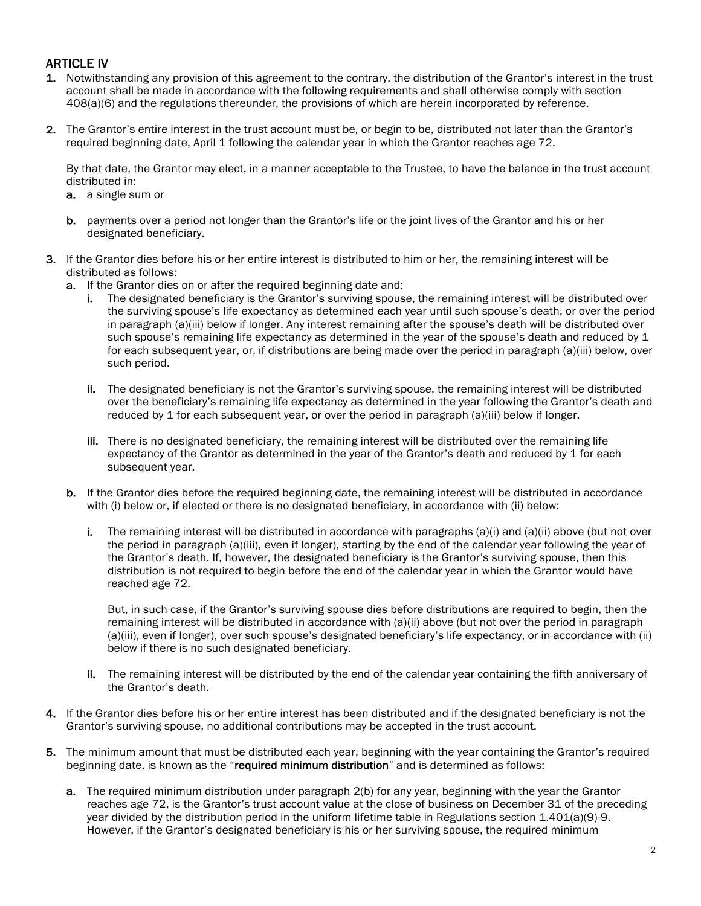## ARTICLE IV

1. Notwithstanding any provision of this agreement to the contrary, the distribution of the Grantor's interest in the trust account shall be made in accordance with the following requirements and shall otherwise comply with section 408(a)(6) and the regulations thereunder, the provisions of which are herein incorporated by reference.

2. The Grantor's entire interest in the trust account must be, or begin to be, distributed not later than the Grantor's required beginning date, April 1 following the calendar year in which the Grantor reaches age 72.

   By that date, the Grantor may elect, in a manner acceptable to the Trustee, to have the balance in the trust account distributed in:

   a. a single sum or

   b. payments over a period not longer than the Grantor's life or the joint lives of the Grantor and his or her designated beneficiary.

3. If the Grantor dies before his or her entire interest is distributed to him or her, the remaining interest will be distributed as follows:

   a. If the Grantor dies on or after the required beginning date and:

      i. The designated beneficiary is the Grantor's surviving spouse, the remaining interest will be distributed over the surviving spouse's life expectancy as determined each year until such spouse's death, or over the period in paragraph (a)(iii) below if longer. Any interest remaining after the spouse's death will be distributed over such spouse's remaining life expectancy as determined in the year of the spouse's death and reduced by 1 for each subsequent year, or, if distributions are being made over the period in paragraph (a)(iii) below, over such period.

      ii. The designated beneficiary is not the Grantor's surviving spouse, the remaining interest will be distributed over the beneficiary's remaining life expectancy as determined in the year following the Grantor's death and reduced by 1 for each subsequent year, or over the period in paragraph (a)(iii) below if longer.

      iii. There is no designated beneficiary, the remaining interest will be distributed over the remaining life expectancy of the Grantor as determined in the year of the Grantor's death and reduced by 1 for each subsequent year.

   b. If the Grantor dies before the required beginning date, the remaining interest will be distributed in accordance with (i) below or, if elected or there is no designated beneficiary, in accordance with (ii) below:

      i. The remaining interest will be distributed in accordance with paragraphs (a)(i) and (a)(ii) above (but not over the period in paragraph (a)(iii), even if longer), starting by the end of the calendar year following the year of the Grantor's death. If, however, the designated beneficiary is the Grantor's surviving spouse, then this distribution is not required to begin before the end of the calendar year in which the Grantor would have reached age 72.

         But, in such case, if the Grantor's surviving spouse dies before distributions are required to begin, then the remaining interest will be distributed in accordance with (a)(ii) above (but not over the period in paragraph (a)(iii), even if longer), over such spouse's designated beneficiary's life expectancy, or in accordance with (ii) below if there is no such designated beneficiary.

      ii. The remaining interest will be distributed by the end of the calendar year containing the fifth anniversary of the Grantor's death.

4. If the Grantor dies before his or her entire interest has been distributed and if the designated beneficiary is not the Grantor's surviving spouse, no additional contributions may be accepted in the trust account.

5. The minimum amount that must be distributed each year, beginning with the year containing the Grantor's required beginning date, is known as the "**required minimum distribution**" and is determined as follows:

   a. The required minimum distribution under paragraph 2(b) for any year, beginning with the year the Grantor reaches age 72, is the Grantor's trust account value at the close of business on December 31 of the preceding year divided by the distribution period in the uniform lifetime table in Regulations section 1.401(a)(9)-9. However, if the Grantor's designated beneficiary is his or her surviving spouse, the required minimum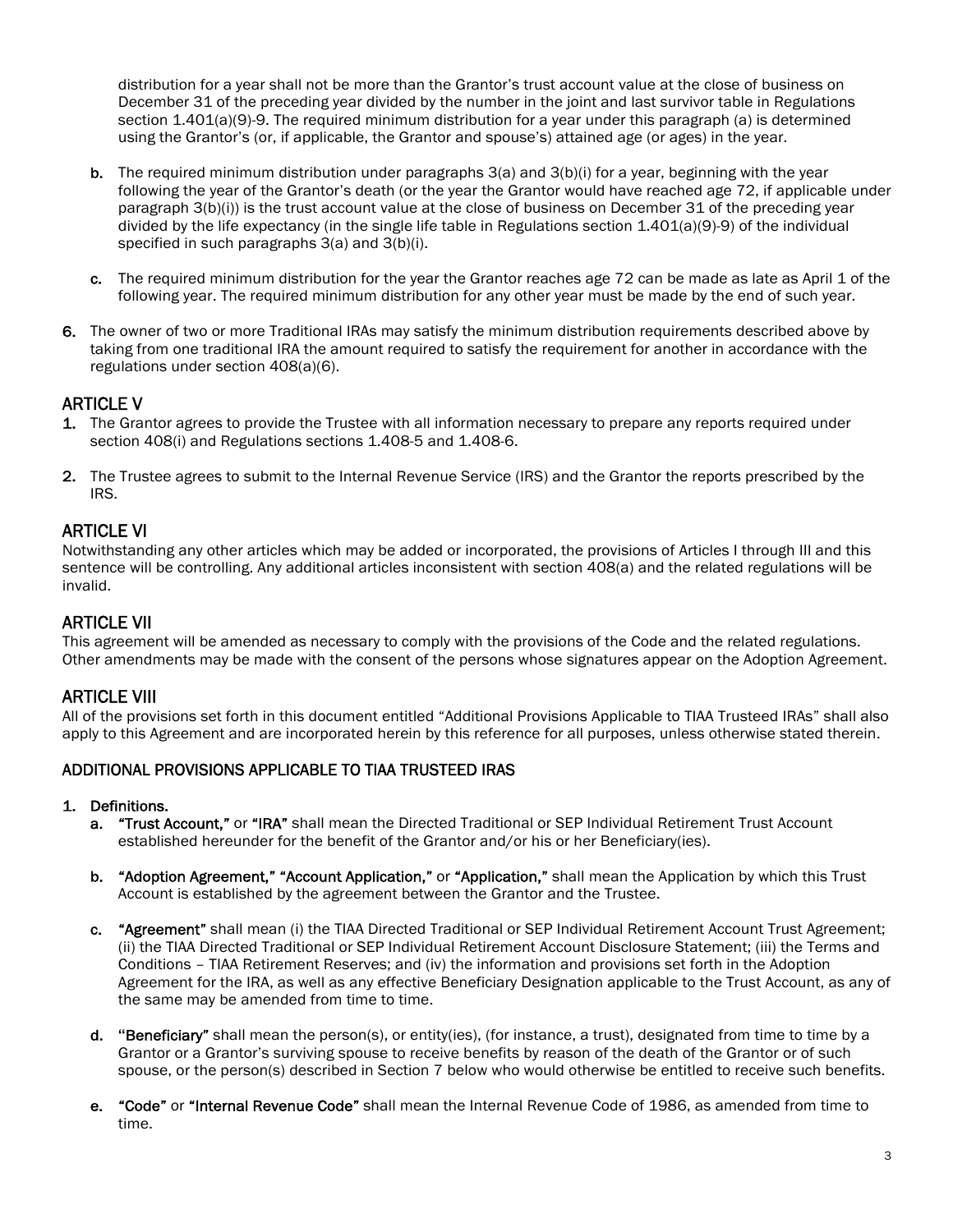distribution for a year shall not be more than the Grantor's trust account value at the close of business on December 31 of the preceding year divided by the number in the joint and last survivor table in Regulations section 1.401(a)(9)-9. The required minimum distribution for a year under this paragraph (a) is determined using the Grantor's (or, if applicable, the Grantor and spouse's) attained age (or ages) in the year.

   **b.** The required minimum distribution under paragraphs 3(a) and 3(b)(i) for a year, beginning with the year following the year of the Grantor's death (or the year the Grantor would have reached age 72, if applicable under paragraph 3(b)(i)) is the trust account value at the close of business on December 31 of the preceding year divided by the life expectancy (in the single life table in Regulations section 1.401(a)(9)-9) of the individual specified in such paragraphs 3(a) and 3(b)(i).

   **c.** The required minimum distribution for the year the Grantor reaches age 72 can be made as late as April 1 of the following year. The required minimum distribution for any other year must be made by the end of such year.

**6.** The owner of two or more Traditional IRAs may satisfy the minimum distribution requirements described above by taking from one traditional IRA the amount required to satisfy the requirement for another in accordance with the regulations under section 408(a)(6).

## ARTICLE V

**1.** The Grantor agrees to provide the Trustee with all information necessary to prepare any reports required under section 408(i) and Regulations sections 1.408-5 and 1.408-6.

**2.** The Trustee agrees to submit to the Internal Revenue Service (IRS) and the Grantor the reports prescribed by the IRS.

## ARTICLE VI

Notwithstanding any other articles which may be added or incorporated, the provisions of Articles I through III and this sentence will be controlling. Any additional articles inconsistent with section 408(a) and the related regulations will be invalid.

## ARTICLE VII

This agreement will be amended as necessary to comply with the provisions of the Code and the related regulations. Other amendments may be made with the consent of the persons whose signatures appear on the Adoption Agreement.

## ARTICLE VIII

All of the provisions set forth in this document entitled "Additional Provisions Applicable to TIAA Trusteed IRAs" shall also apply to this Agreement and are incorporated herein by this reference for all purposes, unless otherwise stated therein.

### ADDITIONAL PROVISIONS APPLICABLE TO TIAA TRUSTEED IRAS

**1. Definitions.**

   **a. "Trust Account,"** or **"IRA"** shall mean the Directed Traditional or SEP Individual Retirement Trust Account established hereunder for the benefit of the Grantor and/or his or her Beneficiary(ies).

   **b. "Adoption Agreement," "Account Application,"** or **"Application,"** shall mean the Application by which this Trust Account is established by the agreement between the Grantor and the Trustee.

   **c. "Agreement"** shall mean (i) the TIAA Directed Traditional or SEP Individual Retirement Account Trust Agreement; (ii) the TIAA Directed Traditional or SEP Individual Retirement Account Disclosure Statement; (iii) the Terms and Conditions – TIAA Retirement Reserves; and (iv) the information and provisions set forth in the Adoption Agreement for the IRA, as well as any effective Beneficiary Designation applicable to the Trust Account, as any of the same may be amended from time to time.

   **d. "Beneficiary"** shall mean the person(s), or entity(ies), (for instance, a trust), designated from time to time by a Grantor or a Grantor's surviving spouse to receive benefits by reason of the death of the Grantor or of such spouse, or the person(s) described in Section 7 below who would otherwise be entitled to receive such benefits.

   **e. "Code"** or **"Internal Revenue Code"** shall mean the Internal Revenue Code of 1986, as amended from time to time.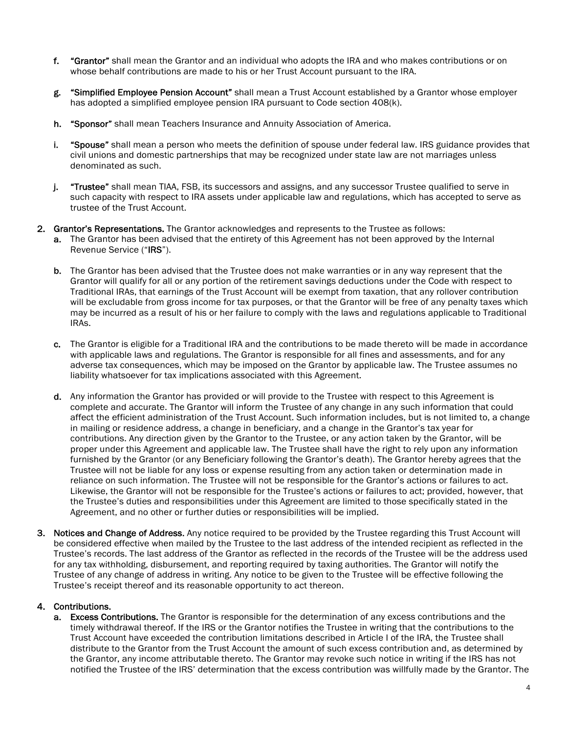f. **"Grantor"** shall mean the Grantor and an individual who adopts the IRA and who makes contributions or on whose behalf contributions are made to his or her Trust Account pursuant to the IRA.

g. **"Simplified Employee Pension Account"** shall mean a Trust Account established by a Grantor whose employer has adopted a simplified employee pension IRA pursuant to Code section 408(k).

h. **"Sponsor"** shall mean Teachers Insurance and Annuity Association of America.

i. **"Spouse"** shall mean a person who meets the definition of spouse under federal law. IRS guidance provides that civil unions and domestic partnerships that may be recognized under state law are not marriages unless denominated as such.

j. **"Trustee"** shall mean TIAA, FSB, its successors and assigns, and any successor Trustee qualified to serve in such capacity with respect to IRA assets under applicable law and regulations, which has accepted to serve as trustee of the Trust Account.

**2. Grantor's Representations.** The Grantor acknowledges and represents to the Trustee as follows:

a. The Grantor has been advised that the entirety of this Agreement has not been approved by the Internal Revenue Service ("**IRS**").

b. The Grantor has been advised that the Trustee does not make warranties or in any way represent that the Grantor will qualify for all or any portion of the retirement savings deductions under the Code with respect to Traditional IRAs, that earnings of the Trust Account will be exempt from taxation, that any rollover contribution will be excludable from gross income for tax purposes, or that the Grantor will be free of any penalty taxes which may be incurred as a result of his or her failure to comply with the laws and regulations applicable to Traditional IRAs.

c. The Grantor is eligible for a Traditional IRA and the contributions to be made thereto will be made in accordance with applicable laws and regulations. The Grantor is responsible for all fines and assessments, and for any adverse tax consequences, which may be imposed on the Grantor by applicable law. The Trustee assumes no liability whatsoever for tax implications associated with this Agreement.

d. Any information the Grantor has provided or will provide to the Trustee with respect to this Agreement is complete and accurate. The Grantor will inform the Trustee of any change in any such information that could affect the efficient administration of the Trust Account. Such information includes, but is not limited to, a change in mailing or residence address, a change in beneficiary, and a change in the Grantor's tax year for contributions. Any direction given by the Grantor to the Trustee, or any action taken by the Grantor, will be proper under this Agreement and applicable law. The Trustee shall have the right to rely upon any information furnished by the Grantor (or any Beneficiary following the Grantor's death). The Grantor hereby agrees that the Trustee will not be liable for any loss or expense resulting from any action taken or determination made in reliance on such information. The Trustee will not be responsible for the Grantor's actions or failures to act. Likewise, the Grantor will not be responsible for the Trustee's actions or failures to act; provided, however, that the Trustee's duties and responsibilities under this Agreement are limited to those specifically stated in the Agreement, and no other or further duties or responsibilities will be implied.

**3. Notices and Change of Address.** Any notice required to be provided by the Trustee regarding this Trust Account will be considered effective when mailed by the Trustee to the last address of the intended recipient as reflected in the Trustee's records. The last address of the Grantor as reflected in the records of the Trustee will be the address used for any tax withholding, disbursement, and reporting required by taxing authorities. The Grantor will notify the Trustee of any change of address in writing. Any notice to be given to the Trustee will be effective following the Trustee's receipt thereof and its reasonable opportunity to act thereon.

**4. Contributions.**

a. **Excess Contributions.** The Grantor is responsible for the determination of any excess contributions and the timely withdrawal thereof. If the IRS or the Grantor notifies the Trustee in writing that the contributions to the Trust Account have exceeded the contribution limitations described in Article I of the IRA, the Trustee shall distribute to the Grantor from the Trust Account the amount of such excess contribution and, as determined by the Grantor, any income attributable thereto. The Grantor may revoke such notice in writing if the IRS has not notified the Trustee of the IRS' determination that the excess contribution was willfully made by the Grantor. The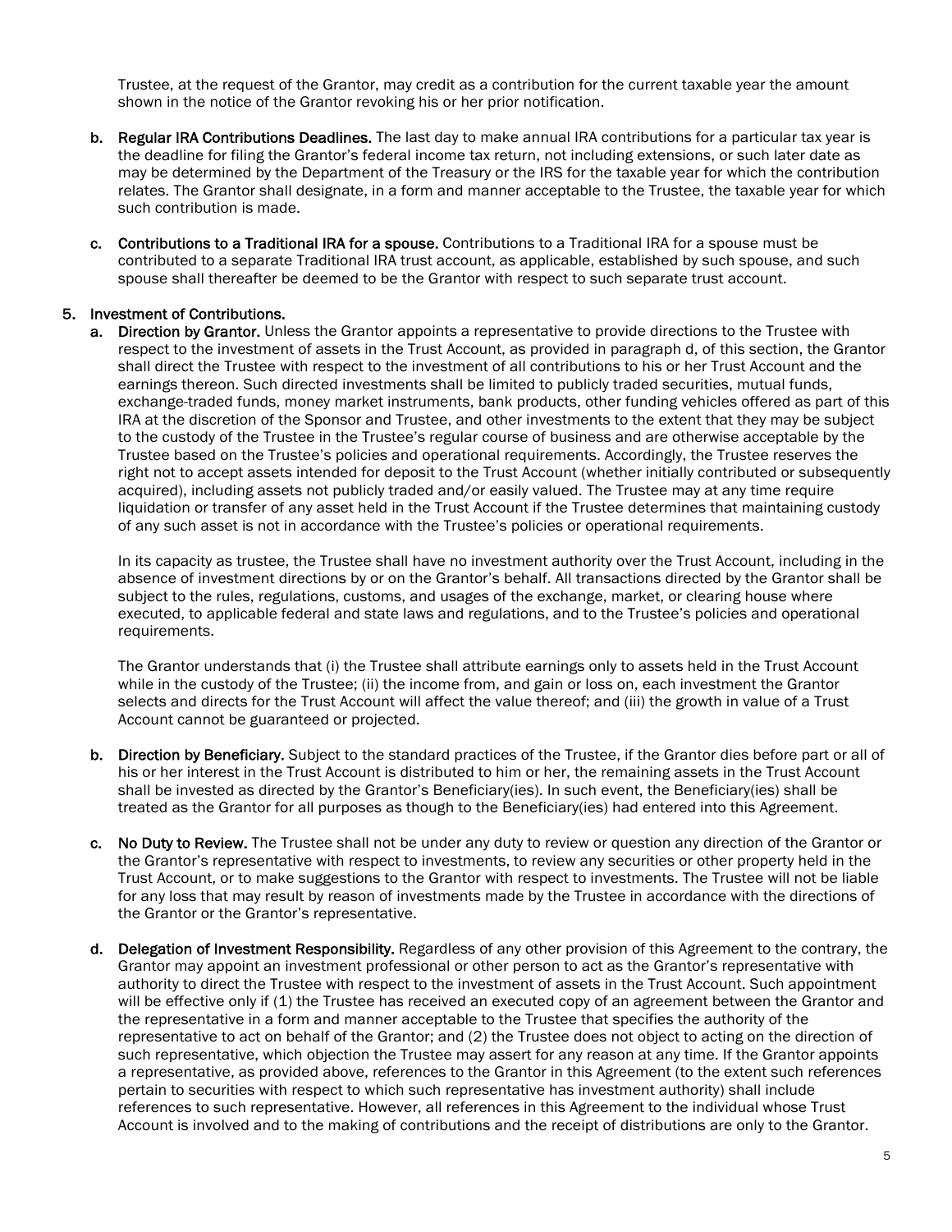Trustee, at the request of the Grantor, may credit as a contribution for the current taxable year the amount shown in the notice of the Grantor revoking his or her prior notification.

b. **Regular IRA Contributions Deadlines.** The last day to make annual IRA contributions for a particular tax year is the deadline for filing the Grantor's federal income tax return, not including extensions, or such later date as may be determined by the Department of the Treasury or the IRS for the taxable year for which the contribution relates. The Grantor shall designate, in a form and manner acceptable to the Trustee, the taxable year for which such contribution is made.

c. **Contributions to a Traditional IRA for a spouse.** Contributions to a Traditional IRA for a spouse must be contributed to a separate Traditional IRA trust account, as applicable, established by such spouse, and such spouse shall thereafter be deemed to be the Grantor with respect to such separate trust account.

5. **Investment of Contributions.**

   a. **Direction by Grantor.** Unless the Grantor appoints a representative to provide directions to the Trustee with respect to the investment of assets in the Trust Account, as provided in paragraph d, of this section, the Grantor shall direct the Trustee with respect to the investment of all contributions to his or her Trust Account and the earnings thereon. Such directed investments shall be limited to publicly traded securities, mutual funds, exchange-traded funds, money market instruments, bank products, other funding vehicles offered as part of this IRA at the discretion of the Sponsor and Trustee, and other investments to the extent that they may be subject to the custody of the Trustee in the Trustee's regular course of business and are otherwise acceptable by the Trustee based on the Trustee's policies and operational requirements. Accordingly, the Trustee reserves the right not to accept assets intended for deposit to the Trust Account (whether initially contributed or subsequently acquired), including assets not publicly traded and/or easily valued. The Trustee may at any time require liquidation or transfer of any asset held in the Trust Account if the Trustee determines that maintaining custody of any such asset is not in accordance with the Trustee's policies or operational requirements.

      In its capacity as trustee, the Trustee shall have no investment authority over the Trust Account, including in the absence of investment directions by or on the Grantor's behalf. All transactions directed by the Grantor shall be subject to the rules, regulations, customs, and usages of the exchange, market, or clearing house where executed, to applicable federal and state laws and regulations, and to the Trustee's policies and operational requirements.

      The Grantor understands that (i) the Trustee shall attribute earnings only to assets held in the Trust Account while in the custody of the Trustee; (ii) the income from, and gain or loss on, each investment the Grantor selects and directs for the Trust Account will affect the value thereof; and (iii) the growth in value of a Trust Account cannot be guaranteed or projected.

   b. **Direction by Beneficiary.** Subject to the standard practices of the Trustee, if the Grantor dies before part or all of his or her interest in the Trust Account is distributed to him or her, the remaining assets in the Trust Account shall be invested as directed by the Grantor's Beneficiary(ies). In such event, the Beneficiary(ies) shall be treated as the Grantor for all purposes as though to the Beneficiary(ies) had entered into this Agreement.

   c. **No Duty to Review.** The Trustee shall not be under any duty to review or question any direction of the Grantor or the Grantor's representative with respect to investments, to review any securities or other property held in the Trust Account, or to make suggestions to the Grantor with respect to investments. The Trustee will not be liable for any loss that may result by reason of investments made by the Trustee in accordance with the directions of the Grantor or the Grantor's representative.

   d. **Delegation of Investment Responsibility.** Regardless of any other provision of this Agreement to the contrary, the Grantor may appoint an investment professional or other person to act as the Grantor's representative with authority to direct the Trustee with respect to the investment of assets in the Trust Account. Such appointment will be effective only if (1) the Trustee has received an executed copy of an agreement between the Grantor and the representative in a form and manner acceptable to the Trustee that specifies the authority of the representative to act on behalf of the Grantor; and (2) the Trustee does not object to acting on the direction of such representative, which objection the Trustee may assert for any reason at any time. If the Grantor appoints a representative, as provided above, references to the Grantor in this Agreement (to the extent such references pertain to securities with respect to which such representative has investment authority) shall include references to such representative. However, all references in this Agreement to the individual whose Trust Account is involved and to the making of contributions and the receipt of distributions are only to the Grantor.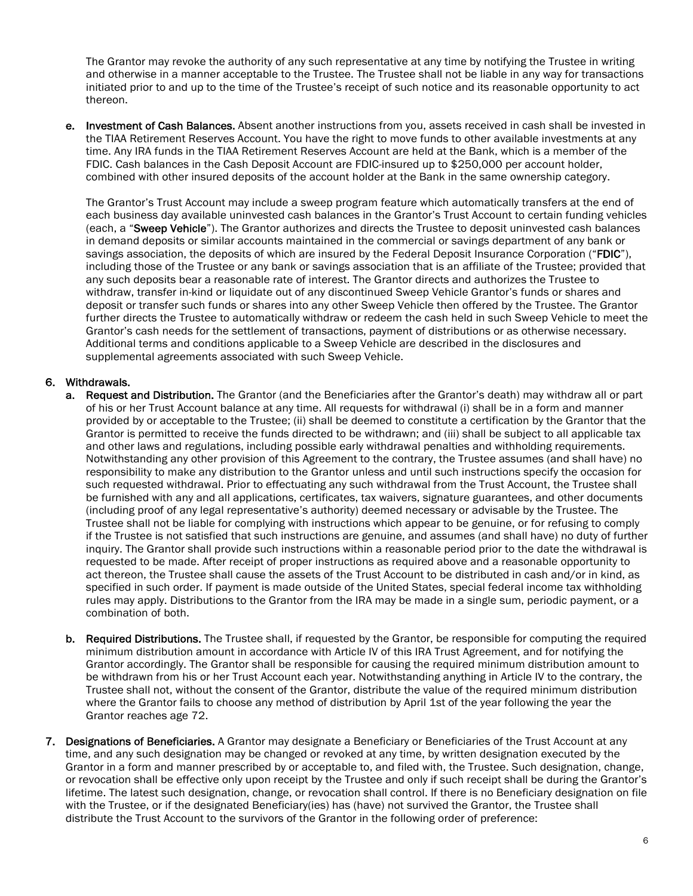The Grantor may revoke the authority of any such representative at any time by notifying the Trustee in writing and otherwise in a manner acceptable to the Trustee. The Trustee shall not be liable in any way for transactions initiated prior to and up to the time of the Trustee's receipt of such notice and its reasonable opportunity to act thereon.

e. **Investment of Cash Balances.** Absent another instructions from you, assets received in cash shall be invested in the TIAA Retirement Reserves Account. You have the right to move funds to other available investments at any time. Any IRA funds in the TIAA Retirement Reserves Account are held at the Bank, which is a member of the FDIC. Cash balances in the Cash Deposit Account are FDIC-insured up to $250,000 per account holder, combined with other insured deposits of the account holder at the Bank in the same ownership category.

   The Grantor's Trust Account may include a sweep program feature which automatically transfers at the end of each business day available uninvested cash balances in the Grantor's Trust Account to certain funding vehicles (each, a "**Sweep Vehicle**"). The Grantor authorizes and directs the Trustee to deposit uninvested cash balances in demand deposits or similar accounts maintained in the commercial or savings department of any bank or savings association, the deposits of which are insured by the Federal Deposit Insurance Corporation ("**FDIC**"), including those of the Trustee or any bank or savings association that is an affiliate of the Trustee; provided that any such deposits bear a reasonable rate of interest. The Grantor directs and authorizes the Trustee to withdraw, transfer in-kind or liquidate out of any discontinued Sweep Vehicle Grantor's funds or shares and deposit or transfer such funds or shares into any other Sweep Vehicle then offered by the Trustee. The Grantor further directs the Trustee to automatically withdraw or redeem the cash held in such Sweep Vehicle to meet the Grantor's cash needs for the settlement of transactions, payment of distributions or as otherwise necessary. Additional terms and conditions applicable to a Sweep Vehicle are described in the disclosures and supplemental agreements associated with such Sweep Vehicle.

**6. Withdrawals.**

a. **Request and Distribution.** The Grantor (and the Beneficiaries after the Grantor's death) may withdraw all or part of his or her Trust Account balance at any time. All requests for withdrawal (i) shall be in a form and manner provided by or acceptable to the Trustee; (ii) shall be deemed to constitute a certification by the Grantor that the Grantor is permitted to receive the funds directed to be withdrawn; and (iii) shall be subject to all applicable tax and other laws and regulations, including possible early withdrawal penalties and withholding requirements. Notwithstanding any other provision of this Agreement to the contrary, the Trustee assumes (and shall have) no responsibility to make any distribution to the Grantor unless and until such instructions specify the occasion for such requested withdrawal. Prior to effectuating any such withdrawal from the Trust Account, the Trustee shall be furnished with any and all applications, certificates, tax waivers, signature guarantees, and other documents (including proof of any legal representative's authority) deemed necessary or advisable by the Trustee. The Trustee shall not be liable for complying with instructions which appear to be genuine, or for refusing to comply if the Trustee is not satisfied that such instructions are genuine, and assumes (and shall have) no duty of further inquiry. The Grantor shall provide such instructions within a reasonable period prior to the date the withdrawal is requested to be made. After receipt of proper instructions as required above and a reasonable opportunity to act thereon, the Trustee shall cause the assets of the Trust Account to be distributed in cash and/or in kind, as specified in such order. If payment is made outside of the United States, special federal income tax withholding rules may apply. Distributions to the Grantor from the IRA may be made in a single sum, periodic payment, or a combination of both.

b. **Required Distributions.** The Trustee shall, if requested by the Grantor, be responsible for computing the required minimum distribution amount in accordance with Article IV of this IRA Trust Agreement, and for notifying the Grantor accordingly. The Grantor shall be responsible for causing the required minimum distribution amount to be withdrawn from his or her Trust Account each year. Notwithstanding anything in Article IV to the contrary, the Trustee shall not, without the consent of the Grantor, distribute the value of the required minimum distribution where the Grantor fails to choose any method of distribution by April 1st of the year following the year the Grantor reaches age 72.

**7. Designations of Beneficiaries.** A Grantor may designate a Beneficiary or Beneficiaries of the Trust Account at any time, and any such designation may be changed or revoked at any time, by written designation executed by the Grantor in a form and manner prescribed by or acceptable to, and filed with, the Trustee. Such designation, change, or revocation shall be effective only upon receipt by the Trustee and only if such receipt shall be during the Grantor's lifetime. The latest such designation, change, or revocation shall control. If there is no Beneficiary designation on file with the Trustee, or if the designated Beneficiary(ies) has (have) not survived the Grantor, the Trustee shall distribute the Trust Account to the survivors of the Grantor in the following order of preference: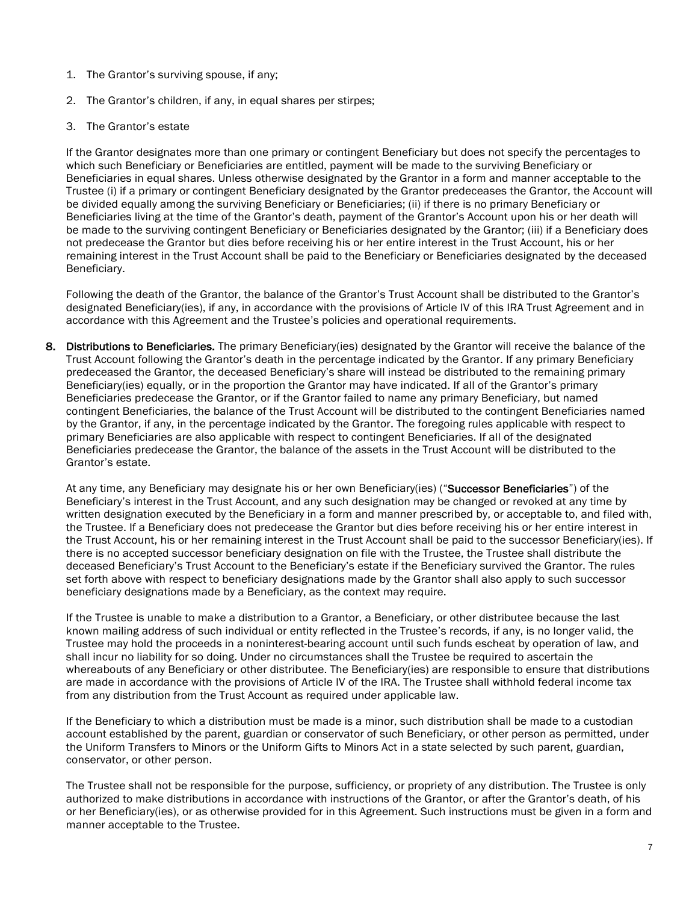1. The Grantor's surviving spouse, if any;
2. The Grantor's children, if any, in equal shares per stirpes;
3. The Grantor's estate

If the Grantor designates more than one primary or contingent Beneficiary but does not specify the percentages to which such Beneficiary or Beneficiaries are entitled, payment will be made to the surviving Beneficiary or Beneficiaries in equal shares. Unless otherwise designated by the Grantor in a form and manner acceptable to the Trustee (i) if a primary or contingent Beneficiary designated by the Grantor predeceases the Grantor, the Account will be divided equally among the surviving Beneficiary or Beneficiaries; (ii) if there is no primary Beneficiary or Beneficiaries living at the time of the Grantor's death, payment of the Grantor's Account upon his or her death will be made to the surviving contingent Beneficiary or Beneficiaries designated by the Grantor; (iii) if a Beneficiary does not predecease the Grantor but dies before receiving his or her entire interest in the Trust Account, his or her remaining interest in the Trust Account shall be paid to the Beneficiary or Beneficiaries designated by the deceased Beneficiary.

Following the death of the Grantor, the balance of the Grantor's Trust Account shall be distributed to the Grantor's designated Beneficiary(ies), if any, in accordance with the provisions of Article IV of this IRA Trust Agreement and in accordance with this Agreement and the Trustee's policies and operational requirements.

8. **Distributions to Beneficiaries.** The primary Beneficiary(ies) designated by the Grantor will receive the balance of the Trust Account following the Grantor's death in the percentage indicated by the Grantor. If any primary Beneficiary predeceased the Grantor, the deceased Beneficiary's share will instead be distributed to the remaining primary Beneficiary(ies) equally, or in the proportion the Grantor may have indicated. If all of the Grantor's primary Beneficiaries predecease the Grantor, or if the Grantor failed to name any primary Beneficiary, but named contingent Beneficiaries, the balance of the Trust Account will be distributed to the contingent Beneficiaries named by the Grantor, if any, in the percentage indicated by the Grantor. The foregoing rules applicable with respect to primary Beneficiaries are also applicable with respect to contingent Beneficiaries. If all of the designated Beneficiaries predecease the Grantor, the balance of the assets in the Trust Account will be distributed to the Grantor's estate.

   At any time, any Beneficiary may designate his or her own Beneficiary(ies) ("**Successor Beneficiaries**") of the Beneficiary's interest in the Trust Account, and any such designation may be changed or revoked at any time by written designation executed by the Beneficiary in a form and manner prescribed by, or acceptable to, and filed with, the Trustee. If a Beneficiary does not predecease the Grantor but dies before receiving his or her entire interest in the Trust Account, his or her remaining interest in the Trust Account shall be paid to the successor Beneficiary(ies). If there is no accepted successor beneficiary designation on file with the Trustee, the Trustee shall distribute the deceased Beneficiary's Trust Account to the Beneficiary's estate if the Beneficiary survived the Grantor. The rules set forth above with respect to beneficiary designations made by the Grantor shall also apply to such successor beneficiary designations made by a Beneficiary, as the context may require.

   If the Trustee is unable to make a distribution to a Grantor, a Beneficiary, or other distributee because the last known mailing address of such individual or entity reflected in the Trustee's records, if any, is no longer valid, the Trustee may hold the proceeds in a noninterest-bearing account until such funds escheat by operation of law, and shall incur no liability for so doing. Under no circumstances shall the Trustee be required to ascertain the whereabouts of any Beneficiary or other distributee. The Beneficiary(ies) are responsible to ensure that distributions are made in accordance with the provisions of Article IV of the IRA. The Trustee shall withhold federal income tax from any distribution from the Trust Account as required under applicable law.

   If the Beneficiary to which a distribution must be made is a minor, such distribution shall be made to a custodian account established by the parent, guardian or conservator of such Beneficiary, or other person as permitted, under the Uniform Transfers to Minors or the Uniform Gifts to Minors Act in a state selected by such parent, guardian, conservator, or other person.

   The Trustee shall not be responsible for the purpose, sufficiency, or propriety of any distribution. The Trustee is only authorized to make distributions in accordance with instructions of the Grantor, or after the Grantor's death, of his or her Beneficiary(ies), or as otherwise provided for in this Agreement. Such instructions must be given in a form and manner acceptable to the Trustee.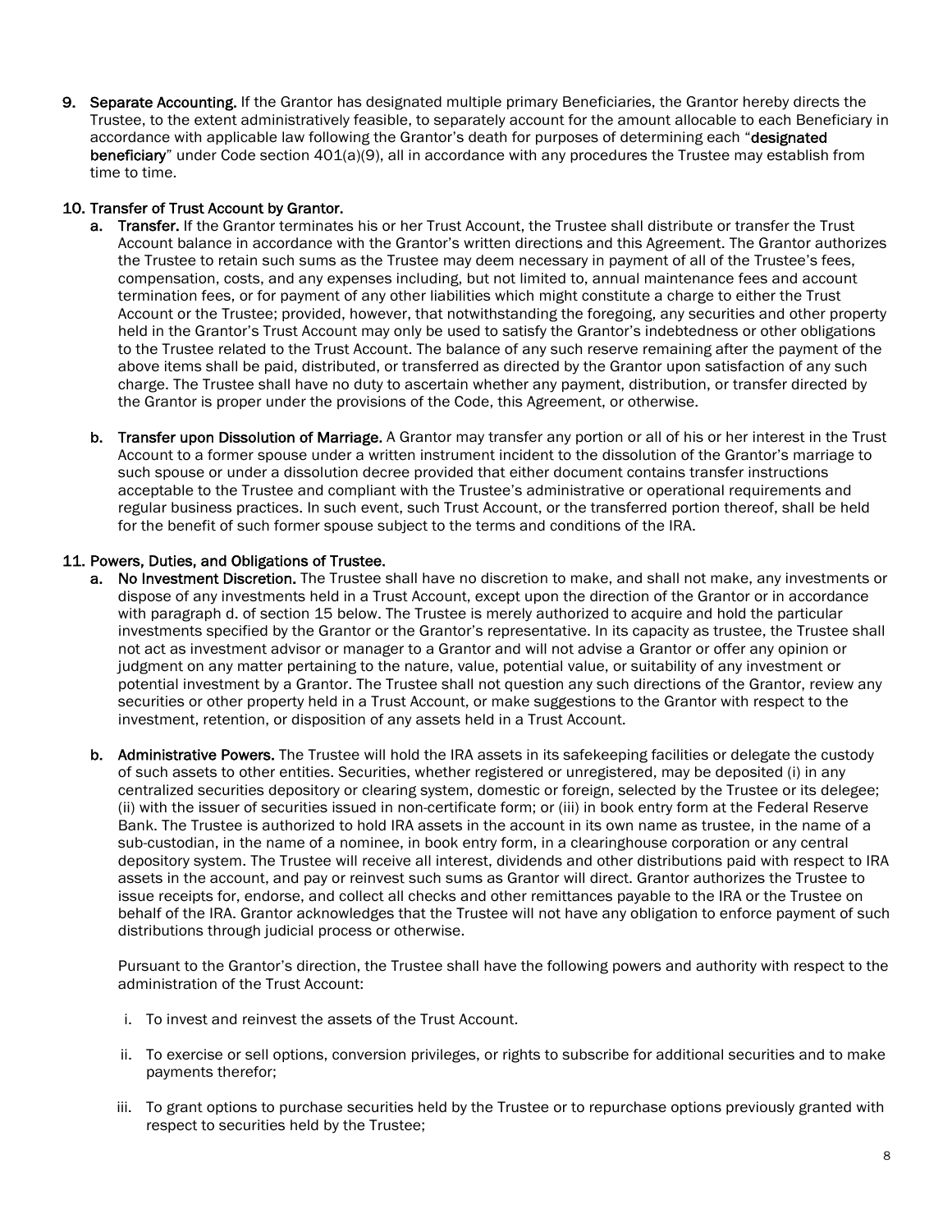**9. Separate Accounting.** If the Grantor has designated multiple primary Beneficiaries, the Grantor hereby directs the Trustee, to the extent administratively feasible, to separately account for the amount allocable to each Beneficiary in accordance with applicable law following the Grantor's death for purposes of determining each "**designated beneficiary**" under Code section 401(a)(9), all in accordance with any procedures the Trustee may establish from time to time.

**10. Transfer of Trust Account by Grantor.**

a. **Transfer.** If the Grantor terminates his or her Trust Account, the Trustee shall distribute or transfer the Trust Account balance in accordance with the Grantor's written directions and this Agreement. The Grantor authorizes the Trustee to retain such sums as the Trustee may deem necessary in payment of all of the Trustee's fees, compensation, costs, and any expenses including, but not limited to, annual maintenance fees and account termination fees, or for payment of any other liabilities which might constitute a charge to either the Trust Account or the Trustee; provided, however, that notwithstanding the foregoing, any securities and other property held in the Grantor's Trust Account may only be used to satisfy the Grantor's indebtedness or other obligations to the Trustee related to the Trust Account. The balance of any such reserve remaining after the payment of the above items shall be paid, distributed, or transferred as directed by the Grantor upon satisfaction of any such charge. The Trustee shall have no duty to ascertain whether any payment, distribution, or transfer directed by the Grantor is proper under the provisions of the Code, this Agreement, or otherwise.

b. **Transfer upon Dissolution of Marriage.** A Grantor may transfer any portion or all of his or her interest in the Trust Account to a former spouse under a written instrument incident to the dissolution of the Grantor's marriage to such spouse or under a dissolution decree provided that either document contains transfer instructions acceptable to the Trustee and compliant with the Trustee's administrative or operational requirements and regular business practices. In such event, such Trust Account, or the transferred portion thereof, shall be held for the benefit of such former spouse subject to the terms and conditions of the IRA.

**11. Powers, Duties, and Obligations of Trustee.**

a. **No Investment Discretion.** The Trustee shall have no discretion to make, and shall not make, any investments or dispose of any investments held in a Trust Account, except upon the direction of the Grantor or in accordance with paragraph d. of section 15 below. The Trustee is merely authorized to acquire and hold the particular investments specified by the Grantor or the Grantor's representative. In its capacity as trustee, the Trustee shall not act as investment advisor or manager to a Grantor and will not advise a Grantor or offer any opinion or judgment on any matter pertaining to the nature, value, potential value, or suitability of any investment or potential investment by a Grantor. The Trustee shall not question any such directions of the Grantor, review any securities or other property held in a Trust Account, or make suggestions to the Grantor with respect to the investment, retention, or disposition of any assets held in a Trust Account.

b. **Administrative Powers.** The Trustee will hold the IRA assets in its safekeeping facilities or delegate the custody of such assets to other entities. Securities, whether registered or unregistered, may be deposited (i) in any centralized securities depository or clearing system, domestic or foreign, selected by the Trustee or its delegee; (ii) with the issuer of securities issued in non-certificate form; or (iii) in book entry form at the Federal Reserve Bank. The Trustee is authorized to hold IRA assets in the account in its own name as trustee, in the name of a sub-custodian, in the name of a nominee, in book entry form, in a clearinghouse corporation or any central depository system. The Trustee will receive all interest, dividends and other distributions paid with respect to IRA assets in the account, and pay or reinvest such sums as Grantor will direct. Grantor authorizes the Trustee to issue receipts for, endorse, and collect all checks and other remittances payable to the IRA or the Trustee on behalf of the IRA. Grantor acknowledges that the Trustee will not have any obligation to enforce payment of such distributions through judicial process or otherwise.

   Pursuant to the Grantor's direction, the Trustee shall have the following powers and authority with respect to the administration of the Trust Account:

   i. To invest and reinvest the assets of the Trust Account.

   ii. To exercise or sell options, conversion privileges, or rights to subscribe for additional securities and to make payments therefor;

   iii. To grant options to purchase securities held by the Trustee or to repurchase options previously granted with respect to securities held by the Trustee;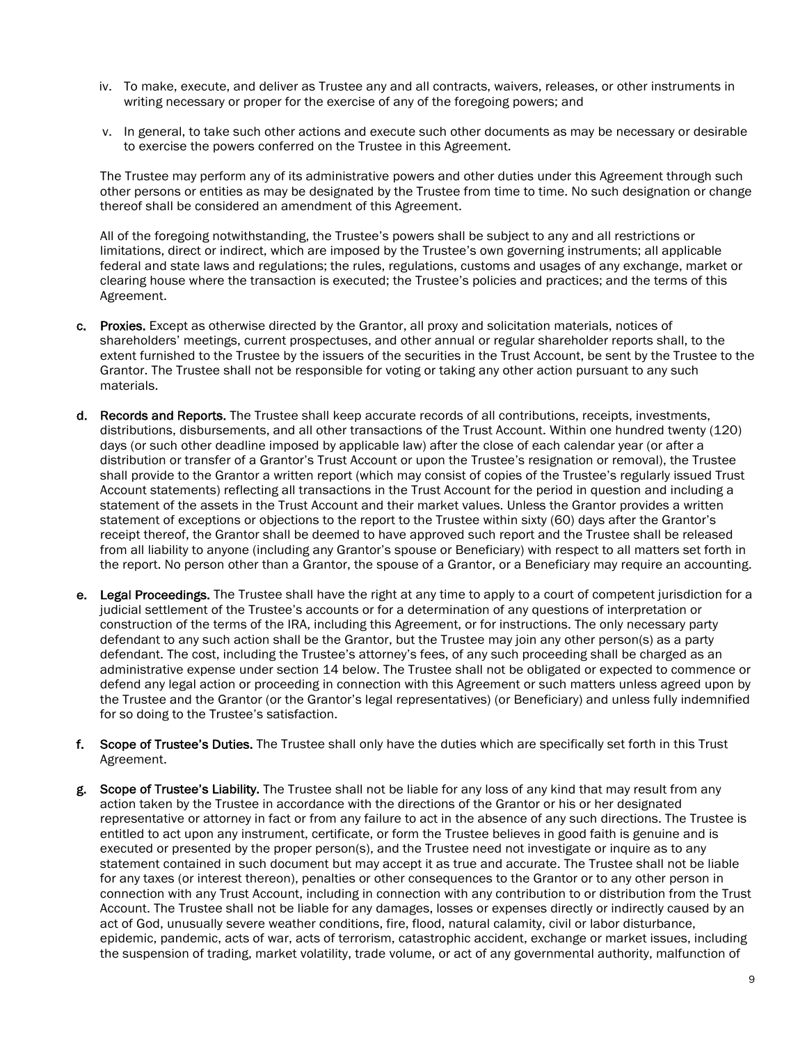iv. To make, execute, and deliver as Trustee any and all contracts, waivers, releases, or other instruments in writing necessary or proper for the exercise of any of the foregoing powers; and

v. In general, to take such other actions and execute such other documents as may be necessary or desirable to exercise the powers conferred on the Trustee in this Agreement.

The Trustee may perform any of its administrative powers and other duties under this Agreement through such other persons or entities as may be designated by the Trustee from time to time. No such designation or change thereof shall be considered an amendment of this Agreement.

All of the foregoing notwithstanding, the Trustee's powers shall be subject to any and all restrictions or limitations, direct or indirect, which are imposed by the Trustee's own governing instruments; all applicable federal and state laws and regulations; the rules, regulations, customs and usages of any exchange, market or clearing house where the transaction is executed; the Trustee's policies and practices; and the terms of this Agreement.

c. **Proxies.** Except as otherwise directed by the Grantor, all proxy and solicitation materials, notices of shareholders' meetings, current prospectuses, and other annual or regular shareholder reports shall, to the extent furnished to the Trustee by the issuers of the securities in the Trust Account, be sent by the Trustee to the Grantor. The Trustee shall not be responsible for voting or taking any other action pursuant to any such materials.

d. **Records and Reports.** The Trustee shall keep accurate records of all contributions, receipts, investments, distributions, disbursements, and all other transactions of the Trust Account. Within one hundred twenty (120) days (or such other deadline imposed by applicable law) after the close of each calendar year (or after a distribution or transfer of a Grantor's Trust Account or upon the Trustee's resignation or removal), the Trustee shall provide to the Grantor a written report (which may consist of copies of the Trustee's regularly issued Trust Account statements) reflecting all transactions in the Trust Account for the period in question and including a statement of the assets in the Trust Account and their market values. Unless the Grantor provides a written statement of exceptions or objections to the report to the Trustee within sixty (60) days after the Grantor's receipt thereof, the Grantor shall be deemed to have approved such report and the Trustee shall be released from all liability to anyone (including any Grantor's spouse or Beneficiary) with respect to all matters set forth in the report. No person other than a Grantor, the spouse of a Grantor, or a Beneficiary may require an accounting.

e. **Legal Proceedings.** The Trustee shall have the right at any time to apply to a court of competent jurisdiction for a judicial settlement of the Trustee's accounts or for a determination of any questions of interpretation or construction of the terms of the IRA, including this Agreement, or for instructions. The only necessary party defendant to any such action shall be the Grantor, but the Trustee may join any other person(s) as a party defendant. The cost, including the Trustee's attorney's fees, of any such proceeding shall be charged as an administrative expense under section 14 below. The Trustee shall not be obligated or expected to commence or defend any legal action or proceeding in connection with this Agreement or such matters unless agreed upon by the Trustee and the Grantor (or the Grantor's legal representatives) (or Beneficiary) and unless fully indemnified for so doing to the Trustee's satisfaction.

f. **Scope of Trustee's Duties.** The Trustee shall only have the duties which are specifically set forth in this Trust Agreement.

g. **Scope of Trustee's Liability.** The Trustee shall not be liable for any loss of any kind that may result from any action taken by the Trustee in accordance with the directions of the Grantor or his or her designated representative or attorney in fact or from any failure to act in the absence of any such directions. The Trustee is entitled to act upon any instrument, certificate, or form the Trustee believes in good faith is genuine and is executed or presented by the proper person(s), and the Trustee need not investigate or inquire as to any statement contained in such document but may accept it as true and accurate. The Trustee shall not be liable for any taxes (or interest thereon), penalties or other consequences to the Grantor or to any other person in connection with any Trust Account, including in connection with any contribution to or distribution from the Trust Account. The Trustee shall not be liable for any damages, losses or expenses directly or indirectly caused by an act of God, unusually severe weather conditions, fire, flood, natural calamity, civil or labor disturbance, epidemic, pandemic, acts of war, acts of terrorism, catastrophic accident, exchange or market issues, including the suspension of trading, market volatility, trade volume, or act of any governmental authority, malfunction of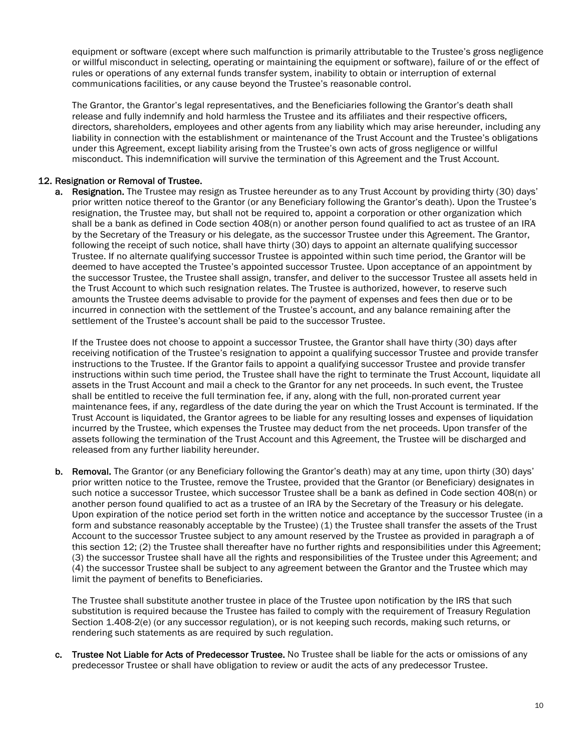equipment or software (except where such malfunction is primarily attributable to the Trustee's gross negligence or willful misconduct in selecting, operating or maintaining the equipment or software), failure of or the effect of rules or operations of any external funds transfer system, inability to obtain or interruption of external communications facilities, or any cause beyond the Trustee's reasonable control.

The Grantor, the Grantor's legal representatives, and the Beneficiaries following the Grantor's death shall release and fully indemnify and hold harmless the Trustee and its affiliates and their respective officers, directors, shareholders, employees and other agents from any liability which may arise hereunder, including any liability in connection with the establishment or maintenance of the Trust Account and the Trustee's obligations under this Agreement, except liability arising from the Trustee's own acts of gross negligence or willful misconduct. This indemnification will survive the termination of this Agreement and the Trust Account.

**12. Resignation or Removal of Trustee.**

**a. Resignation.** The Trustee may resign as Trustee hereunder as to any Trust Account by providing thirty (30) days' prior written notice thereof to the Grantor (or any Beneficiary following the Grantor's death). Upon the Trustee's resignation, the Trustee may, but shall not be required to, appoint a corporation or other organization which shall be a bank as defined in Code section 408(n) or another person found qualified to act as trustee of an IRA by the Secretary of the Treasury or his delegate, as the successor Trustee under this Agreement. The Grantor, following the receipt of such notice, shall have thirty (30) days to appoint an alternate qualifying successor Trustee. If no alternate qualifying successor Trustee is appointed within such time period, the Grantor will be deemed to have accepted the Trustee's appointed successor Trustee. Upon acceptance of an appointment by the successor Trustee, the Trustee shall assign, transfer, and deliver to the successor Trustee all assets held in the Trust Account to which such resignation relates. The Trustee is authorized, however, to reserve such amounts the Trustee deems advisable to provide for the payment of expenses and fees then due or to be incurred in connection with the settlement of the Trustee's account, and any balance remaining after the settlement of the Trustee's account shall be paid to the successor Trustee.

If the Trustee does not choose to appoint a successor Trustee, the Grantor shall have thirty (30) days after receiving notification of the Trustee's resignation to appoint a qualifying successor Trustee and provide transfer instructions to the Trustee. If the Grantor fails to appoint a qualifying successor Trustee and provide transfer instructions within such time period, the Trustee shall have the right to terminate the Trust Account, liquidate all assets in the Trust Account and mail a check to the Grantor for any net proceeds. In such event, the Trustee shall be entitled to receive the full termination fee, if any, along with the full, non-prorated current year maintenance fees, if any, regardless of the date during the year on which the Trust Account is terminated. If the Trust Account is liquidated, the Grantor agrees to be liable for any resulting losses and expenses of liquidation incurred by the Trustee, which expenses the Trustee may deduct from the net proceeds. Upon transfer of the assets following the termination of the Trust Account and this Agreement, the Trustee will be discharged and released from any further liability hereunder.

**b. Removal.** The Grantor (or any Beneficiary following the Grantor's death) may at any time, upon thirty (30) days' prior written notice to the Trustee, remove the Trustee, provided that the Grantor (or Beneficiary) designates in such notice a successor Trustee, which successor Trustee shall be a bank as defined in Code section 408(n) or another person found qualified to act as a trustee of an IRA by the Secretary of the Treasury or his delegate. Upon expiration of the notice period set forth in the written notice and acceptance by the successor Trustee (in a form and substance reasonably acceptable by the Trustee) (1) the Trustee shall transfer the assets of the Trust Account to the successor Trustee subject to any amount reserved by the Trustee as provided in paragraph a of this section 12; (2) the Trustee shall thereafter have no further rights and responsibilities under this Agreement; (3) the successor Trustee shall have all the rights and responsibilities of the Trustee under this Agreement; and (4) the successor Trustee shall be subject to any agreement between the Grantor and the Trustee which may limit the payment of benefits to Beneficiaries.

The Trustee shall substitute another trustee in place of the Trustee upon notification by the IRS that such substitution is required because the Trustee has failed to comply with the requirement of Treasury Regulation Section 1.408-2(e) (or any successor regulation), or is not keeping such records, making such returns, or rendering such statements as are required by such regulation.

**c. Trustee Not Liable for Acts of Predecessor Trustee.** No Trustee shall be liable for the acts or omissions of any predecessor Trustee or shall have obligation to review or audit the acts of any predecessor Trustee.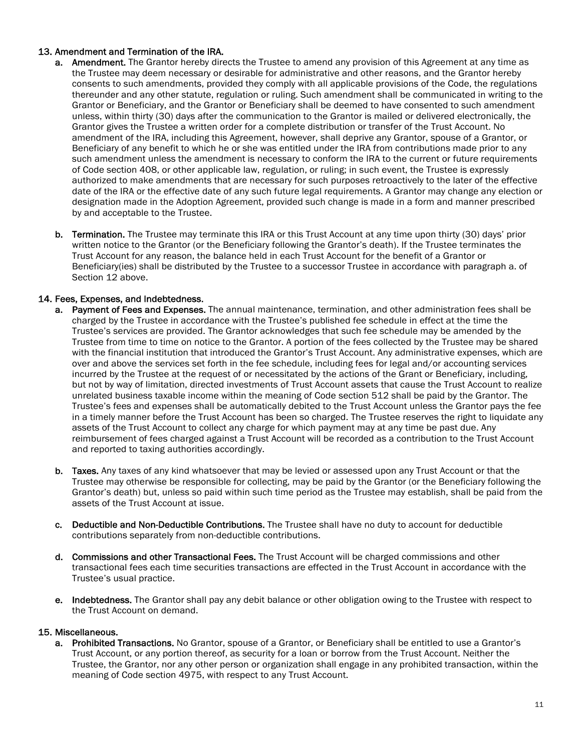## 13. Amendment and Termination of the IRA.

a. **Amendment.** The Grantor hereby directs the Trustee to amend any provision of this Agreement at any time as the Trustee may deem necessary or desirable for administrative and other reasons, and the Grantor hereby consents to such amendments, provided they comply with all applicable provisions of the Code, the regulations thereunder and any other statute, regulation or ruling. Such amendment shall be communicated in writing to the Grantor or Beneficiary, and the Grantor or Beneficiary shall be deemed to have consented to such amendment unless, within thirty (30) days after the communication to the Grantor is mailed or delivered electronically, the Grantor gives the Trustee a written order for a complete distribution or transfer of the Trust Account. No amendment of the IRA, including this Agreement, however, shall deprive any Grantor, spouse of a Grantor, or Beneficiary of any benefit to which he or she was entitled under the IRA from contributions made prior to any such amendment unless the amendment is necessary to conform the IRA to the current or future requirements of Code section 408, or other applicable law, regulation, or ruling; in such event, the Trustee is expressly authorized to make amendments that are necessary for such purposes retroactively to the later of the effective date of the IRA or the effective date of any such future legal requirements. A Grantor may change any election or designation made in the Adoption Agreement, provided such change is made in a form and manner prescribed by and acceptable to the Trustee.

b. **Termination.** The Trustee may terminate this IRA or this Trust Account at any time upon thirty (30) days' prior written notice to the Grantor (or the Beneficiary following the Grantor's death). If the Trustee terminates the Trust Account for any reason, the balance held in each Trust Account for the benefit of a Grantor or Beneficiary(ies) shall be distributed by the Trustee to a successor Trustee in accordance with paragraph a. of Section 12 above.

## 14. Fees, Expenses, and Indebtedness.

a. **Payment of Fees and Expenses.** The annual maintenance, termination, and other administration fees shall be charged by the Trustee in accordance with the Trustee's published fee schedule in effect at the time the Trustee's services are provided. The Grantor acknowledges that such fee schedule may be amended by the Trustee from time to time on notice to the Grantor. A portion of the fees collected by the Trustee may be shared with the financial institution that introduced the Grantor's Trust Account. Any administrative expenses, which are over and above the services set forth in the fee schedule, including fees for legal and/or accounting services incurred by the Trustee at the request of or necessitated by the actions of the Grant or Beneficiary, including, but not by way of limitation, directed investments of Trust Account assets that cause the Trust Account to realize unrelated business taxable income within the meaning of Code section 512 shall be paid by the Grantor. The Trustee's fees and expenses shall be automatically debited to the Trust Account unless the Grantor pays the fee in a timely manner before the Trust Account has been so charged. The Trustee reserves the right to liquidate any assets of the Trust Account to collect any charge for which payment may at any time be past due. Any reimbursement of fees charged against a Trust Account will be recorded as a contribution to the Trust Account and reported to taxing authorities accordingly.

b. **Taxes.** Any taxes of any kind whatsoever that may be levied or assessed upon any Trust Account or that the Trustee may otherwise be responsible for collecting, may be paid by the Grantor (or the Beneficiary following the Grantor's death) but, unless so paid within such time period as the Trustee may establish, shall be paid from the assets of the Trust Account at issue.

c. **Deductible and Non-Deductible Contributions.** The Trustee shall have no duty to account for deductible contributions separately from non-deductible contributions.

d. **Commissions and other Transactional Fees.** The Trust Account will be charged commissions and other transactional fees each time securities transactions are effected in the Trust Account in accordance with the Trustee's usual practice.

e. **Indebtedness.** The Grantor shall pay any debit balance or other obligation owing to the Trustee with respect to the Trust Account on demand.

## 15. Miscellaneous.

a. **Prohibited Transactions.** No Grantor, spouse of a Grantor, or Beneficiary shall be entitled to use a Grantor's Trust Account, or any portion thereof, as security for a loan or borrow from the Trust Account. Neither the Trustee, the Grantor, nor any other person or organization shall engage in any prohibited transaction, within the meaning of Code section 4975, with respect to any Trust Account.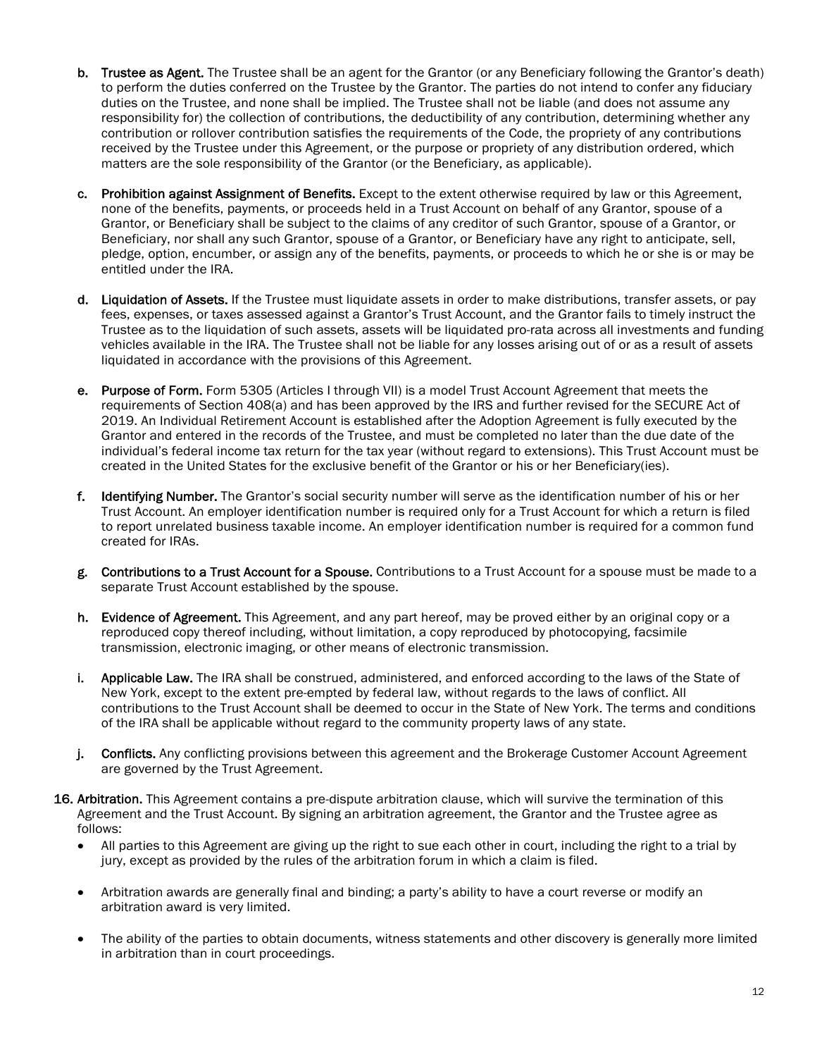b. **Trustee as Agent.** The Trustee shall be an agent for the Grantor (or any Beneficiary following the Grantor's death) to perform the duties conferred on the Trustee by the Grantor. The parties do not intend to confer any fiduciary duties on the Trustee, and none shall be implied. The Trustee shall not be liable (and does not assume any responsibility for) the collection of contributions, the deductibility of any contribution, determining whether any contribution or rollover contribution satisfies the requirements of the Code, the propriety of any contributions received by the Trustee under this Agreement, or the purpose or propriety of any distribution ordered, which matters are the sole responsibility of the Grantor (or the Beneficiary, as applicable).

c. **Prohibition against Assignment of Benefits.** Except to the extent otherwise required by law or this Agreement, none of the benefits, payments, or proceeds held in a Trust Account on behalf of any Grantor, spouse of a Grantor, or Beneficiary shall be subject to the claims of any creditor of such Grantor, spouse of a Grantor, or Beneficiary, nor shall any such Grantor, spouse of a Grantor, or Beneficiary have any right to anticipate, sell, pledge, option, encumber, or assign any of the benefits, payments, or proceeds to which he or she is or may be entitled under the IRA.

d. **Liquidation of Assets.** If the Trustee must liquidate assets in order to make distributions, transfer assets, or pay fees, expenses, or taxes assessed against a Grantor's Trust Account, and the Grantor fails to timely instruct the Trustee as to the liquidation of such assets, assets will be liquidated pro-rata across all investments and funding vehicles available in the IRA. The Trustee shall not be liable for any losses arising out of or as a result of assets liquidated in accordance with the provisions of this Agreement.

e. **Purpose of Form.** Form 5305 (Articles I through VII) is a model Trust Account Agreement that meets the requirements of Section 408(a) and has been approved by the IRS and further revised for the SECURE Act of 2019. An Individual Retirement Account is established after the Adoption Agreement is fully executed by the Grantor and entered in the records of the Trustee, and must be completed no later than the due date of the individual's federal income tax return for the tax year (without regard to extensions). This Trust Account must be created in the United States for the exclusive benefit of the Grantor or his or her Beneficiary(ies).

f. **Identifying Number.** The Grantor's social security number will serve as the identification number of his or her Trust Account. An employer identification number is required only for a Trust Account for which a return is filed to report unrelated business taxable income. An employer identification number is required for a common fund created for IRAs.

g. **Contributions to a Trust Account for a Spouse.** Contributions to a Trust Account for a spouse must be made to a separate Trust Account established by the spouse.

h. **Evidence of Agreement.** This Agreement, and any part hereof, may be proved either by an original copy or a reproduced copy thereof including, without limitation, a copy reproduced by photocopying, facsimile transmission, electronic imaging, or other means of electronic transmission.

i. **Applicable Law.** The IRA shall be construed, administered, and enforced according to the laws of the State of New York, except to the extent pre-empted by federal law, without regards to the laws of conflict. All contributions to the Trust Account shall be deemed to occur in the State of New York. The terms and conditions of the IRA shall be applicable without regard to the community property laws of any state.

j. **Conflicts.** Any conflicting provisions between this agreement and the Brokerage Customer Account Agreement are governed by the Trust Agreement.

**16. Arbitration.** This Agreement contains a pre-dispute arbitration clause, which will survive the termination of this Agreement and the Trust Account. By signing an arbitration agreement, the Grantor and the Trustee agree as follows:

- All parties to this Agreement are giving up the right to sue each other in court, including the right to a trial by jury, except as provided by the rules of the arbitration forum in which a claim is filed.
- Arbitration awards are generally final and binding; a party's ability to have a court reverse or modify an arbitration award is very limited.
- The ability of the parties to obtain documents, witness statements and other discovery is generally more limited in arbitration than in court proceedings.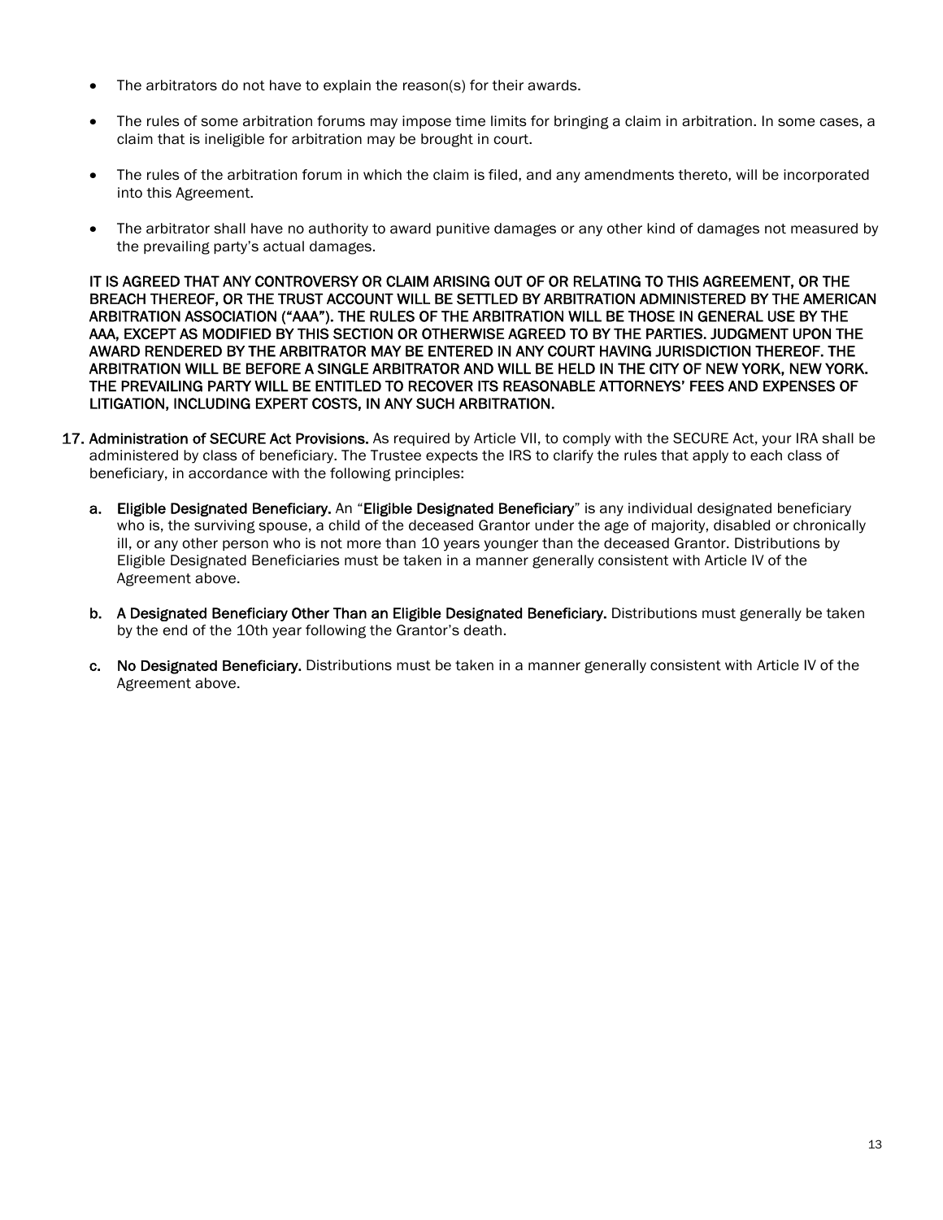- The arbitrators do not have to explain the reason(s) for their awards.
- The rules of some arbitration forums may impose time limits for bringing a claim in arbitration. In some cases, a claim that is ineligible for arbitration may be brought in court.
- The rules of the arbitration forum in which the claim is filed, and any amendments thereto, will be incorporated into this Agreement.
- The arbitrator shall have no authority to award punitive damages or any other kind of damages not measured by the prevailing party's actual damages.

**IT IS AGREED THAT ANY CONTROVERSY OR CLAIM ARISING OUT OF OR RELATING TO THIS AGREEMENT, OR THE BREACH THEREOF, OR THE TRUST ACCOUNT WILL BE SETTLED BY ARBITRATION ADMINISTERED BY THE AMERICAN ARBITRATION ASSOCIATION ("AAA"). THE RULES OF THE ARBITRATION WILL BE THOSE IN GENERAL USE BY THE AAA, EXCEPT AS MODIFIED BY THIS SECTION OR OTHERWISE AGREED TO BY THE PARTIES. JUDGMENT UPON THE AWARD RENDERED BY THE ARBITRATOR MAY BE ENTERED IN ANY COURT HAVING JURISDICTION THEREOF. THE ARBITRATION WILL BE BEFORE A SINGLE ARBITRATOR AND WILL BE HELD IN THE CITY OF NEW YORK, NEW YORK. THE PREVAILING PARTY WILL BE ENTITLED TO RECOVER ITS REASONABLE ATTORNEYS' FEES AND EXPENSES OF LITIGATION, INCLUDING EXPERT COSTS, IN ANY SUCH ARBITRATION.**

17. **Administration of SECURE Act Provisions.** As required by Article VII, to comply with the SECURE Act, your IRA shall be administered by class of beneficiary. The Trustee expects the IRS to clarify the rules that apply to each class of beneficiary, in accordance with the following principles:

    a. **Eligible Designated Beneficiary.** An "**Eligible Designated Beneficiary**" is any individual designated beneficiary who is, the surviving spouse, a child of the deceased Grantor under the age of majority, disabled or chronically ill, or any other person who is not more than 10 years younger than the deceased Grantor. Distributions by Eligible Designated Beneficiaries must be taken in a manner generally consistent with Article IV of the Agreement above.

    b. **A Designated Beneficiary Other Than an Eligible Designated Beneficiary.** Distributions must generally be taken by the end of the 10th year following the Grantor's death.

    c. **No Designated Beneficiary.** Distributions must be taken in a manner generally consistent with Article IV of the Agreement above.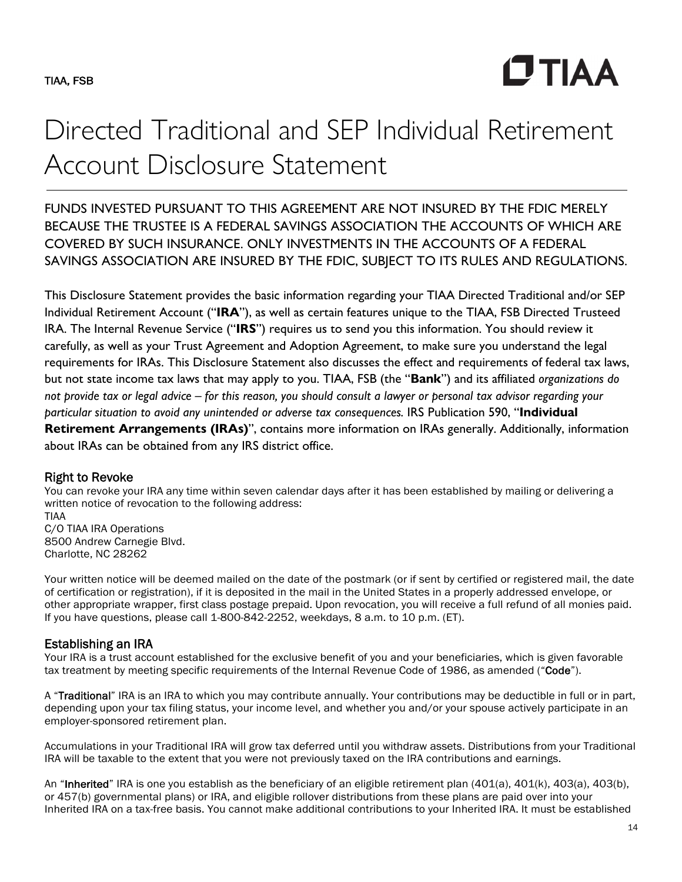TIAA, FSB

# Directed Traditional and SEP Individual Retirement Account Disclosure Statement

FUNDS INVESTED PURSUANT TO THIS AGREEMENT ARE NOT INSURED BY THE FDIC MERELY BECAUSE THE TRUSTEE IS A FEDERAL SAVINGS ASSOCIATION THE ACCOUNTS OF WHICH ARE COVERED BY SUCH INSURANCE. ONLY INVESTMENTS IN THE ACCOUNTS OF A FEDERAL SAVINGS ASSOCIATION ARE INSURED BY THE FDIC, SUBJECT TO ITS RULES AND REGULATIONS.

This Disclosure Statement provides the basic information regarding your TIAA Directed Traditional and/or SEP Individual Retirement Account ("**IRA**"), as well as certain features unique to the TIAA, FSB Directed Trusteed IRA. The Internal Revenue Service ("**IRS**") requires us to send you this information. You should review it carefully, as well as your Trust Agreement and Adoption Agreement, to make sure you understand the legal requirements for IRAs. This Disclosure Statement also discusses the effect and requirements of federal tax laws, but not state income tax laws that may apply to you. TIAA, FSB (the "**Bank**") and its affiliated *organizations do not provide tax or legal advice – for this reason, you should consult a lawyer or personal tax advisor regarding your particular situation to avoid any unintended or adverse tax consequences.* IRS Publication 590, "**Individual Retirement Arrangements (IRAs)**", contains more information on IRAs generally. Additionally, information about IRAs can be obtained from any IRS district office.

## Right to Revoke

You can revoke your IRA any time within seven calendar days after it has been established by mailing or delivering a written notice of revocation to the following address:

TIAA
C/O TIAA IRA Operations
8500 Andrew Carnegie Blvd.
Charlotte, NC 28262

Your written notice will be deemed mailed on the date of the postmark (or if sent by certified or registered mail, the date of certification or registration), if it is deposited in the mail in the United States in a properly addressed envelope, or other appropriate wrapper, first class postage prepaid. Upon revocation, you will receive a full refund of all monies paid. If you have questions, please call 1-800-842-2252, weekdays, 8 a.m. to 10 p.m. (ET).

## Establishing an IRA

Your IRA is a trust account established for the exclusive benefit of you and your beneficiaries, which is given favorable tax treatment by meeting specific requirements of the Internal Revenue Code of 1986, as amended ("**Code**").

A "**Traditional**" IRA is an IRA to which you may contribute annually. Your contributions may be deductible in full or in part, depending upon your tax filing status, your income level, and whether you and/or your spouse actively participate in an employer-sponsored retirement plan.

Accumulations in your Traditional IRA will grow tax deferred until you withdraw assets. Distributions from your Traditional IRA will be taxable to the extent that you were not previously taxed on the IRA contributions and earnings.

An "**Inherited**" IRA is one you establish as the beneficiary of an eligible retirement plan (401(a), 401(k), 403(a), 403(b), or 457(b) governmental plans) or IRA, and eligible rollover distributions from these plans are paid over into your Inherited IRA on a tax-free basis. You cannot make additional contributions to your Inherited IRA. It must be established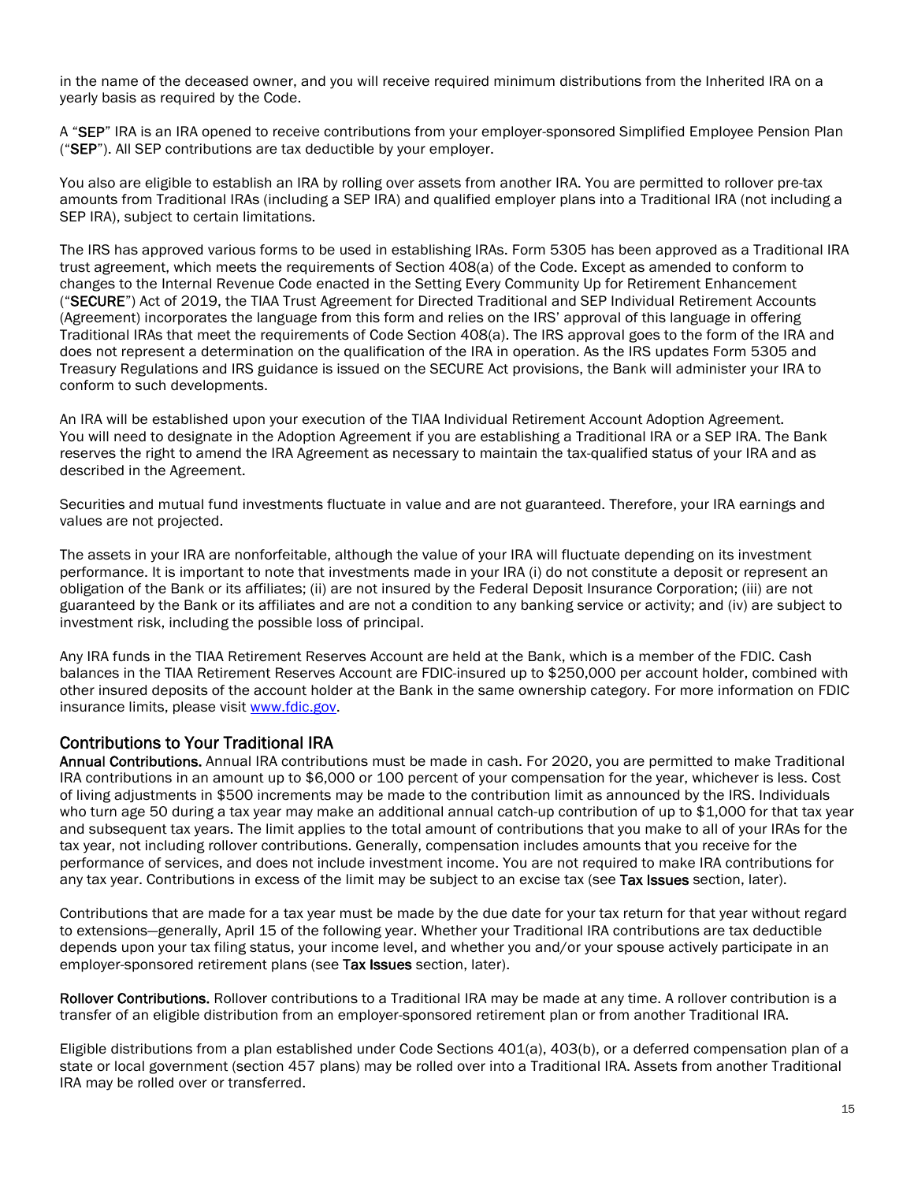in the name of the deceased owner, and you will receive required minimum distributions from the Inherited IRA on a yearly basis as required by the Code.

A "**SEP**" IRA is an IRA opened to receive contributions from your employer-sponsored Simplified Employee Pension Plan ("**SEP**"). All SEP contributions are tax deductible by your employer.

You also are eligible to establish an IRA by rolling over assets from another IRA. You are permitted to rollover pre-tax amounts from Traditional IRAs (including a SEP IRA) and qualified employer plans into a Traditional IRA (not including a SEP IRA), subject to certain limitations.

The IRS has approved various forms to be used in establishing IRAs. Form 5305 has been approved as a Traditional IRA trust agreement, which meets the requirements of Section 408(a) of the Code. Except as amended to conform to changes to the Internal Revenue Code enacted in the Setting Every Community Up for Retirement Enhancement ("**SECURE**") Act of 2019, the TIAA Trust Agreement for Directed Traditional and SEP Individual Retirement Accounts (Agreement) incorporates the language from this form and relies on the IRS' approval of this language in offering Traditional IRAs that meet the requirements of Code Section 408(a). The IRS approval goes to the form of the IRA and does not represent a determination on the qualification of the IRA in operation. As the IRS updates Form 5305 and Treasury Regulations and IRS guidance is issued on the SECURE Act provisions, the Bank will administer your IRA to conform to such developments.

An IRA will be established upon your execution of the TIAA Individual Retirement Account Adoption Agreement. You will need to designate in the Adoption Agreement if you are establishing a Traditional IRA or a SEP IRA. The Bank reserves the right to amend the IRA Agreement as necessary to maintain the tax-qualified status of your IRA and as described in the Agreement.

Securities and mutual fund investments fluctuate in value and are not guaranteed. Therefore, your IRA earnings and values are not projected.

The assets in your IRA are nonforfeitable, although the value of your IRA will fluctuate depending on its investment performance. It is important to note that investments made in your IRA (i) do not constitute a deposit or represent an obligation of the Bank or its affiliates; (ii) are not insured by the Federal Deposit Insurance Corporation; (iii) are not guaranteed by the Bank or its affiliates and are not a condition to any banking service or activity; and (iv) are subject to investment risk, including the possible loss of principal.

Any IRA funds in the TIAA Retirement Reserves Account are held at the Bank, which is a member of the FDIC. Cash balances in the TIAA Retirement Reserves Account are FDIC-insured up to $250,000 per account holder, combined with other insured deposits of the account holder at the Bank in the same ownership category. For more information on FDIC insurance limits, please visit [www.fdic.gov](http://www.fdic.gov).

## Contributions to Your Traditional IRA

**Annual Contributions.** Annual IRA contributions must be made in cash. For 2020, you are permitted to make Traditional IRA contributions in an amount up to $6,000 or 100 percent of your compensation for the year, whichever is less. Cost of living adjustments in $500 increments may be made to the contribution limit as announced by the IRS. Individuals who turn age 50 during a tax year may make an additional annual catch-up contribution of up to $1,000 for that tax year and subsequent tax years. The limit applies to the total amount of contributions that you make to all of your IRAs for the tax year, not including rollover contributions. Generally, compensation includes amounts that you receive for the performance of services, and does not include investment income. You are not required to make IRA contributions for any tax year. Contributions in excess of the limit may be subject to an excise tax (see **Tax Issues** section, later).

Contributions that are made for a tax year must be made by the due date for your tax return for that year without regard to extensions—generally, April 15 of the following year. Whether your Traditional IRA contributions are tax deductible depends upon your tax filing status, your income level, and whether you and/or your spouse actively participate in an employer-sponsored retirement plans (see **Tax Issues** section, later).

**Rollover Contributions.** Rollover contributions to a Traditional IRA may be made at any time. A rollover contribution is a transfer of an eligible distribution from an employer-sponsored retirement plan or from another Traditional IRA.

Eligible distributions from a plan established under Code Sections 401(a), 403(b), or a deferred compensation plan of a state or local government (section 457 plans) may be rolled over into a Traditional IRA. Assets from another Traditional IRA may be rolled over or transferred.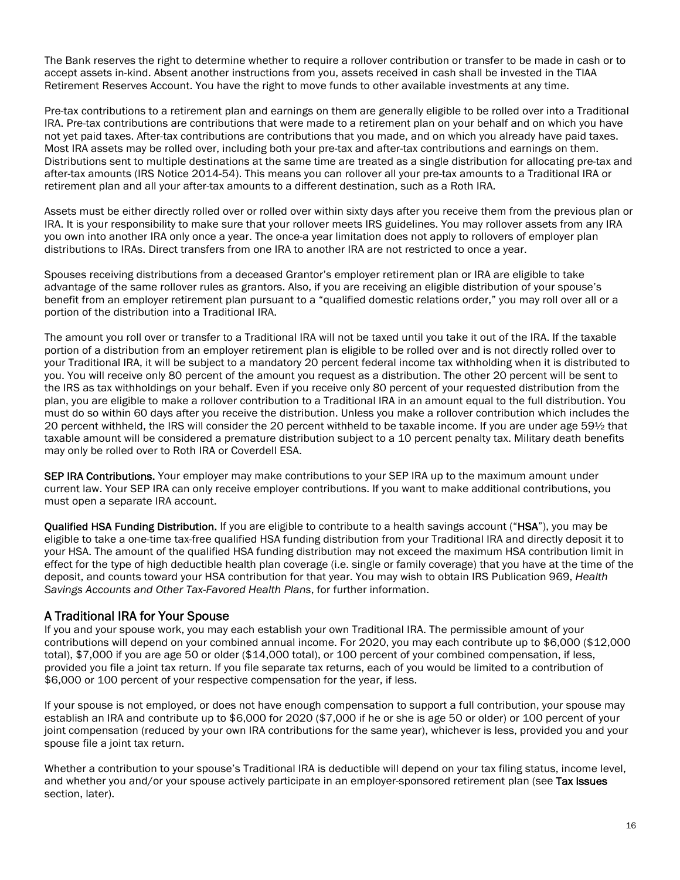The Bank reserves the right to determine whether to require a rollover contribution or transfer to be made in cash or to accept assets in-kind. Absent another instructions from you, assets received in cash shall be invested in the TIAA Retirement Reserves Account. You have the right to move funds to other available investments at any time.

Pre-tax contributions to a retirement plan and earnings on them are generally eligible to be rolled over into a Traditional IRA. Pre-tax contributions are contributions that were made to a retirement plan on your behalf and on which you have not yet paid taxes. After-tax contributions are contributions that you made, and on which you already have paid taxes. Most IRA assets may be rolled over, including both your pre-tax and after-tax contributions and earnings on them. Distributions sent to multiple destinations at the same time are treated as a single distribution for allocating pre-tax and after-tax amounts (IRS Notice 2014-54). This means you can rollover all your pre-tax amounts to a Traditional IRA or retirement plan and all your after-tax amounts to a different destination, such as a Roth IRA.

Assets must be either directly rolled over or rolled over within sixty days after you receive them from the previous plan or IRA. It is your responsibility to make sure that your rollover meets IRS guidelines. You may rollover assets from any IRA you own into another IRA only once a year. The once-a year limitation does not apply to rollovers of employer plan distributions to IRAs. Direct transfers from one IRA to another IRA are not restricted to once a year.

Spouses receiving distributions from a deceased Grantor's employer retirement plan or IRA are eligible to take advantage of the same rollover rules as grantors. Also, if you are receiving an eligible distribution of your spouse's benefit from an employer retirement plan pursuant to a "qualified domestic relations order," you may roll over all or a portion of the distribution into a Traditional IRA.

The amount you roll over or transfer to a Traditional IRA will not be taxed until you take it out of the IRA. If the taxable portion of a distribution from an employer retirement plan is eligible to be rolled over and is not directly rolled over to your Traditional IRA, it will be subject to a mandatory 20 percent federal income tax withholding when it is distributed to you. You will receive only 80 percent of the amount you request as a distribution. The other 20 percent will be sent to the IRS as tax withholdings on your behalf. Even if you receive only 80 percent of your requested distribution from the plan, you are eligible to make a rollover contribution to a Traditional IRA in an amount equal to the full distribution. You must do so within 60 days after you receive the distribution. Unless you make a rollover contribution which includes the 20 percent withheld, the IRS will consider the 20 percent withheld to be taxable income. If you are under age 59½ that taxable amount will be considered a premature distribution subject to a 10 percent penalty tax. Military death benefits may only be rolled over to Roth IRA or Coverdell ESA.

**SEP IRA Contributions.** Your employer may make contributions to your SEP IRA up to the maximum amount under current law. Your SEP IRA can only receive employer contributions. If you want to make additional contributions, you must open a separate IRA account.

**Qualified HSA Funding Distribution.** If you are eligible to contribute to a health savings account ("**HSA**"), you may be eligible to take a one-time tax-free qualified HSA funding distribution from your Traditional IRA and directly deposit it to your HSA. The amount of the qualified HSA funding distribution may not exceed the maximum HSA contribution limit in effect for the type of high deductible health plan coverage (i.e. single or family coverage) that you have at the time of the deposit, and counts toward your HSA contribution for that year. You may wish to obtain IRS Publication 969, *Health Savings Accounts and Other Tax-Favored Health Plans*, for further information.

## A Traditional IRA for Your Spouse

If you and your spouse work, you may each establish your own Traditional IRA. The permissible amount of your contributions will depend on your combined annual income. For 2020, you may each contribute up to $6,000 ($12,000 total), $7,000 if you are age 50 or older ($14,000 total), or 100 percent of your combined compensation, if less, provided you file a joint tax return. If you file separate tax returns, each of you would be limited to a contribution of $6,000 or 100 percent of your respective compensation for the year, if less.

If your spouse is not employed, or does not have enough compensation to support a full contribution, your spouse may establish an IRA and contribute up to $6,000 for 2020 ($7,000 if he or she is age 50 or older) or 100 percent of your joint compensation (reduced by your own IRA contributions for the same year), whichever is less, provided you and your spouse file a joint tax return.

Whether a contribution to your spouse's Traditional IRA is deductible will depend on your tax filing status, income level, and whether you and/or your spouse actively participate in an employer-sponsored retirement plan (see **Tax Issues** section, later).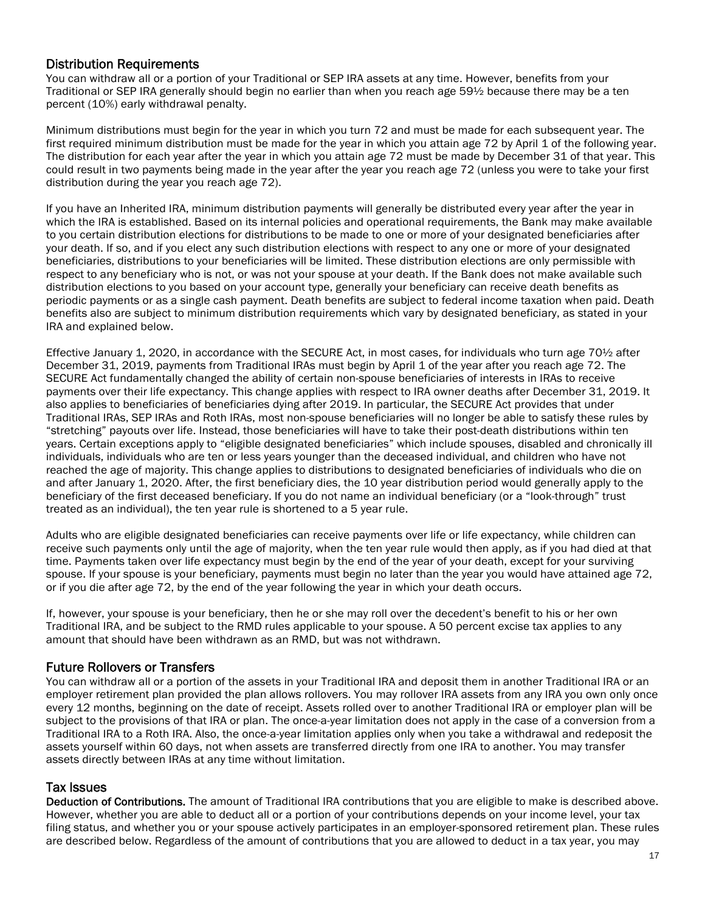## Distribution Requirements

You can withdraw all or a portion of your Traditional or SEP IRA assets at any time. However, benefits from your Traditional or SEP IRA generally should begin no earlier than when you reach age 59½ because there may be a ten percent (10%) early withdrawal penalty.

Minimum distributions must begin for the year in which you turn 72 and must be made for each subsequent year. The first required minimum distribution must be made for the year in which you attain age 72 by April 1 of the following year. The distribution for each year after the year in which you attain age 72 must be made by December 31 of that year. This could result in two payments being made in the year after the year you reach age 72 (unless you were to take your first distribution during the year you reach age 72).

If you have an Inherited IRA, minimum distribution payments will generally be distributed every year after the year in which the IRA is established. Based on its internal policies and operational requirements, the Bank may make available to you certain distribution elections for distributions to be made to one or more of your designated beneficiaries after your death. If so, and if you elect any such distribution elections with respect to any one or more of your designated beneficiaries, distributions to your beneficiaries will be limited. These distribution elections are only permissible with respect to any beneficiary who is not, or was not your spouse at your death. If the Bank does not make available such distribution elections to you based on your account type, generally your beneficiary can receive death benefits as periodic payments or as a single cash payment. Death benefits are subject to federal income taxation when paid. Death benefits also are subject to minimum distribution requirements which vary by designated beneficiary, as stated in your IRA and explained below.

Effective January 1, 2020, in accordance with the SECURE Act, in most cases, for individuals who turn age 70½ after December 31, 2019, payments from Traditional IRAs must begin by April 1 of the year after you reach age 72. The SECURE Act fundamentally changed the ability of certain non-spouse beneficiaries of interests in IRAs to receive payments over their life expectancy. This change applies with respect to IRA owner deaths after December 31, 2019. It also applies to beneficiaries of beneficiaries dying after 2019. In particular, the SECURE Act provides that under Traditional IRAs, SEP IRAs and Roth IRAs, most non-spouse beneficiaries will no longer be able to satisfy these rules by "stretching" payouts over life. Instead, those beneficiaries will have to take their post-death distributions within ten years. Certain exceptions apply to "eligible designated beneficiaries" which include spouses, disabled and chronically ill individuals, individuals who are ten or less years younger than the deceased individual, and children who have not reached the age of majority. This change applies to distributions to designated beneficiaries of individuals who die on and after January 1, 2020. After, the first beneficiary dies, the 10 year distribution period would generally apply to the beneficiary of the first deceased beneficiary. If you do not name an individual beneficiary (or a "look-through" trust treated as an individual), the ten year rule is shortened to a 5 year rule.

Adults who are eligible designated beneficiaries can receive payments over life or life expectancy, while children can receive such payments only until the age of majority, when the ten year rule would then apply, as if you had died at that time. Payments taken over life expectancy must begin by the end of the year of your death, except for your surviving spouse. If your spouse is your beneficiary, payments must begin no later than the year you would have attained age 72, or if you die after age 72, by the end of the year following the year in which your death occurs.

If, however, your spouse is your beneficiary, then he or she may roll over the decedent's benefit to his or her own Traditional IRA, and be subject to the RMD rules applicable to your spouse. A 50 percent excise tax applies to any amount that should have been withdrawn as an RMD, but was not withdrawn.

## Future Rollovers or Transfers

You can withdraw all or a portion of the assets in your Traditional IRA and deposit them in another Traditional IRA or an employer retirement plan provided the plan allows rollovers. You may rollover IRA assets from any IRA you own only once every 12 months, beginning on the date of receipt. Assets rolled over to another Traditional IRA or employer plan will be subject to the provisions of that IRA or plan. The once-a-year limitation does not apply in the case of a conversion from a Traditional IRA to a Roth IRA. Also, the once-a-year limitation applies only when you take a withdrawal and redeposit the assets yourself within 60 days, not when assets are transferred directly from one IRA to another. You may transfer assets directly between IRAs at any time without limitation.

## Tax Issues

**Deduction of Contributions.** The amount of Traditional IRA contributions that you are eligible to make is described above. However, whether you are able to deduct all or a portion of your contributions depends on your income level, your tax filing status, and whether you or your spouse actively participates in an employer-sponsored retirement plan. These rules are described below. Regardless of the amount of contributions that you are allowed to deduct in a tax year, you may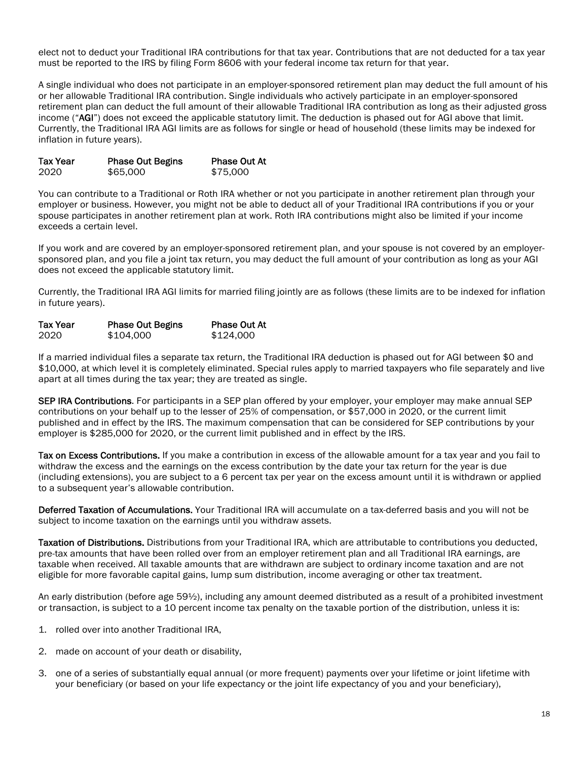elect not to deduct your Traditional IRA contributions for that tax year. Contributions that are not deducted for a tax year must be reported to the IRS by filing Form 8606 with your federal income tax return for that year.

A single individual who does not participate in an employer-sponsored retirement plan may deduct the full amount of his or her allowable Traditional IRA contribution. Single individuals who actively participate in an employer-sponsored retirement plan can deduct the full amount of their allowable Traditional IRA contribution as long as their adjusted gross income ("**AGI**") does not exceed the applicable statutory limit. The deduction is phased out for AGI above that limit. Currently, the Traditional IRA AGI limits are as follows for single or head of household (these limits may be indexed for inflation in future years).

| Tax Year | Phase Out Begins | Phase Out At |
|---|---|---|
| 2020 | $65,000 | $75,000 |

You can contribute to a Traditional or Roth IRA whether or not you participate in another retirement plan through your employer or business. However, you might not be able to deduct all of your Traditional IRA contributions if you or your spouse participates in another retirement plan at work. Roth IRA contributions might also be limited if your income exceeds a certain level.

If you work and are covered by an employer-sponsored retirement plan, and your spouse is not covered by an employer-sponsored plan, and you file a joint tax return, you may deduct the full amount of your contribution as long as your AGI does not exceed the applicable statutory limit.

Currently, the Traditional IRA AGI limits for married filing jointly are as follows (these limits are to be indexed for inflation in future years).

| Tax Year | Phase Out Begins | Phase Out At |
|---|---|---|
| 2020 | $104,000 | $124,000 |

If a married individual files a separate tax return, the Traditional IRA deduction is phased out for AGI between $0 and $10,000, at which level it is completely eliminated. Special rules apply to married taxpayers who file separately and live apart at all times during the tax year; they are treated as single.

**SEP IRA Contributions**. For participants in a SEP plan offered by your employer, your employer may make annual SEP contributions on your behalf up to the lesser of 25% of compensation, or $57,000 in 2020, or the current limit published and in effect by the IRS. The maximum compensation that can be considered for SEP contributions by your employer is $285,000 for 2020, or the current limit published and in effect by the IRS.

**Tax on Excess Contributions.** If you make a contribution in excess of the allowable amount for a tax year and you fail to withdraw the excess and the earnings on the excess contribution by the date your tax return for the year is due (including extensions), you are subject to a 6 percent tax per year on the excess amount until it is withdrawn or applied to a subsequent year's allowable contribution.

**Deferred Taxation of Accumulations.** Your Traditional IRA will accumulate on a tax-deferred basis and you will not be subject to income taxation on the earnings until you withdraw assets.

**Taxation of Distributions.** Distributions from your Traditional IRA, which are attributable to contributions you deducted, pre-tax amounts that have been rolled over from an employer retirement plan and all Traditional IRA earnings, are taxable when received. All taxable amounts that are withdrawn are subject to ordinary income taxation and are not eligible for more favorable capital gains, lump sum distribution, income averaging or other tax treatment.

An early distribution (before age 59½), including any amount deemed distributed as a result of a prohibited investment or transaction, is subject to a 10 percent income tax penalty on the taxable portion of the distribution, unless it is:

1. rolled over into another Traditional IRA,
2. made on account of your death or disability,
3. one of a series of substantially equal annual (or more frequent) payments over your lifetime or joint lifetime with your beneficiary (or based on your life expectancy or the joint life expectancy of you and your beneficiary),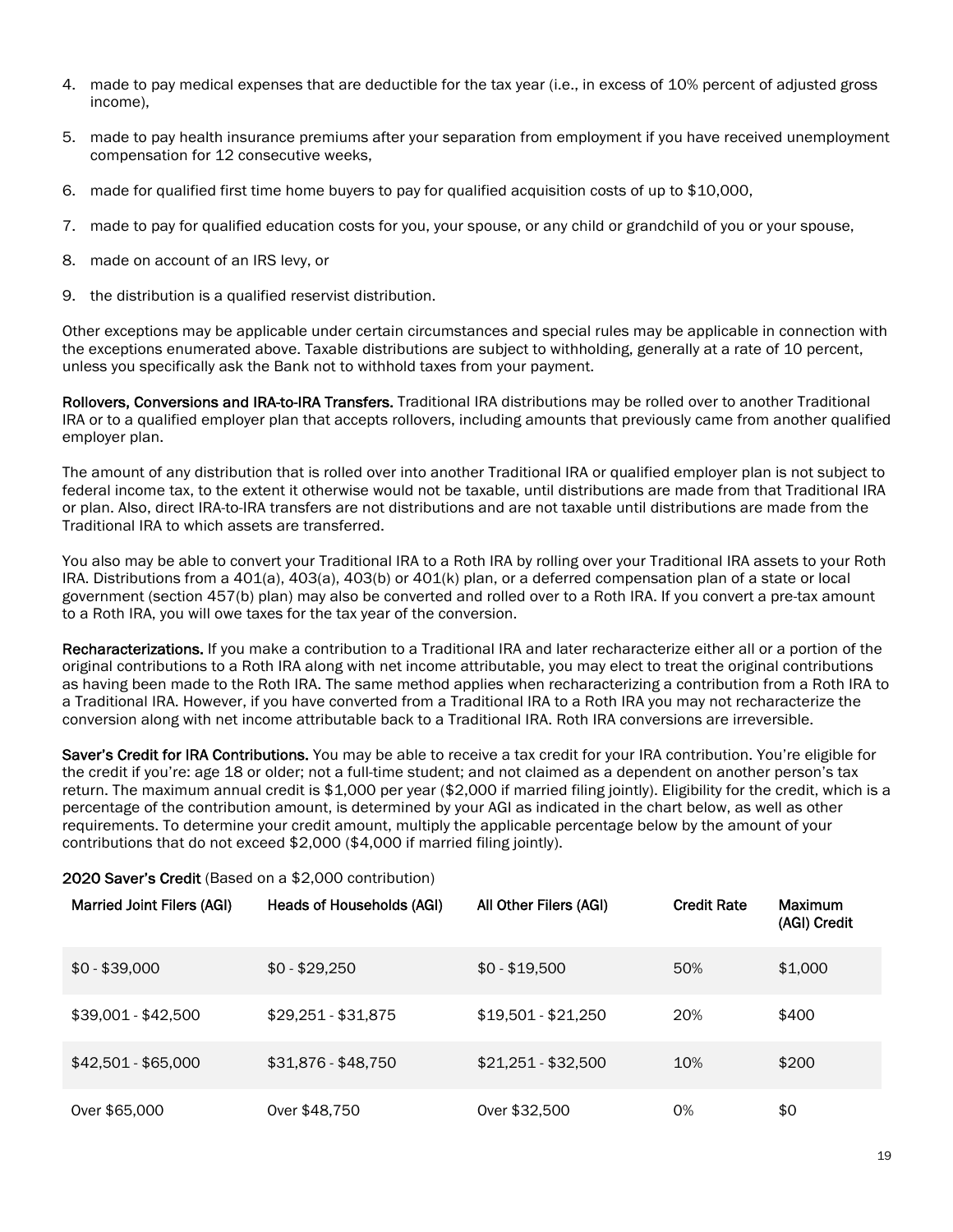4. made to pay medical expenses that are deductible for the tax year (i.e., in excess of 10% percent of adjusted gross income),
5. made to pay health insurance premiums after your separation from employment if you have received unemployment compensation for 12 consecutive weeks,
6. made for qualified first time home buyers to pay for qualified acquisition costs of up to $10,000,
7. made to pay for qualified education costs for you, your spouse, or any child or grandchild of you or your spouse,
8. made on account of an IRS levy, or
9. the distribution is a qualified reservist distribution.

Other exceptions may be applicable under certain circumstances and special rules may be applicable in connection with the exceptions enumerated above. Taxable distributions are subject to withholding, generally at a rate of 10 percent, unless you specifically ask the Bank not to withhold taxes from your payment.

**Rollovers, Conversions and IRA-to-IRA Transfers.** Traditional IRA distributions may be rolled over to another Traditional IRA or to a qualified employer plan that accepts rollovers, including amounts that previously came from another qualified employer plan.

The amount of any distribution that is rolled over into another Traditional IRA or qualified employer plan is not subject to federal income tax, to the extent it otherwise would not be taxable, until distributions are made from that Traditional IRA or plan. Also, direct IRA-to-IRA transfers are not distributions and are not taxable until distributions are made from the Traditional IRA to which assets are transferred.

You also may be able to convert your Traditional IRA to a Roth IRA by rolling over your Traditional IRA assets to your Roth IRA. Distributions from a 401(a), 403(a), 403(b) or 401(k) plan, or a deferred compensation plan of a state or local government (section 457(b) plan) may also be converted and rolled over to a Roth IRA. If you convert a pre-tax amount to a Roth IRA, you will owe taxes for the tax year of the conversion.

**Recharacterizations.** If you make a contribution to a Traditional IRA and later recharacterize either all or a portion of the original contributions to a Roth IRA along with net income attributable, you may elect to treat the original contributions as having been made to the Roth IRA. The same method applies when recharacterizing a contribution from a Roth IRA to a Traditional IRA. However, if you have converted from a Traditional IRA to a Roth IRA you may not recharacterize the conversion along with net income attributable back to a Traditional IRA. Roth IRA conversions are irreversible.

**Saver's Credit for IRA Contributions.** You may be able to receive a tax credit for your IRA contribution. You're eligible for the credit if you're: age 18 or older; not a full-time student; and not claimed as a dependent on another person's tax return. The maximum annual credit is $1,000 per year ($2,000 if married filing jointly). Eligibility for the credit, which is a percentage of the contribution amount, is determined by your AGI as indicated in the chart below, as well as other requirements. To determine your credit amount, multiply the applicable percentage below by the amount of your contributions that do not exceed $2,000 ($4,000 if married filing jointly).

**2020 Saver's Credit** (Based on a $2,000 contribution)

| Married Joint Filers (AGI) | Heads of Households (AGI) | All Other Filers (AGI) | Credit Rate | Maximum (AGI) Credit |
|---|---|---|---|---|
| $0 - $39,000 | $0 - $29,250 | $0 - $19,500 | 50% | $1,000 |
| $39,001 - $42,500 | $29,251 - $31,875 | $19,501 - $21,250 | 20% | $400 |
| $42,501 - $65,000 | $31,876 - $48,750 | $21,251 - $32,500 | 10% | $200 |
| Over $65,000 | Over $48,750 | Over $32,500 | 0% | $0 |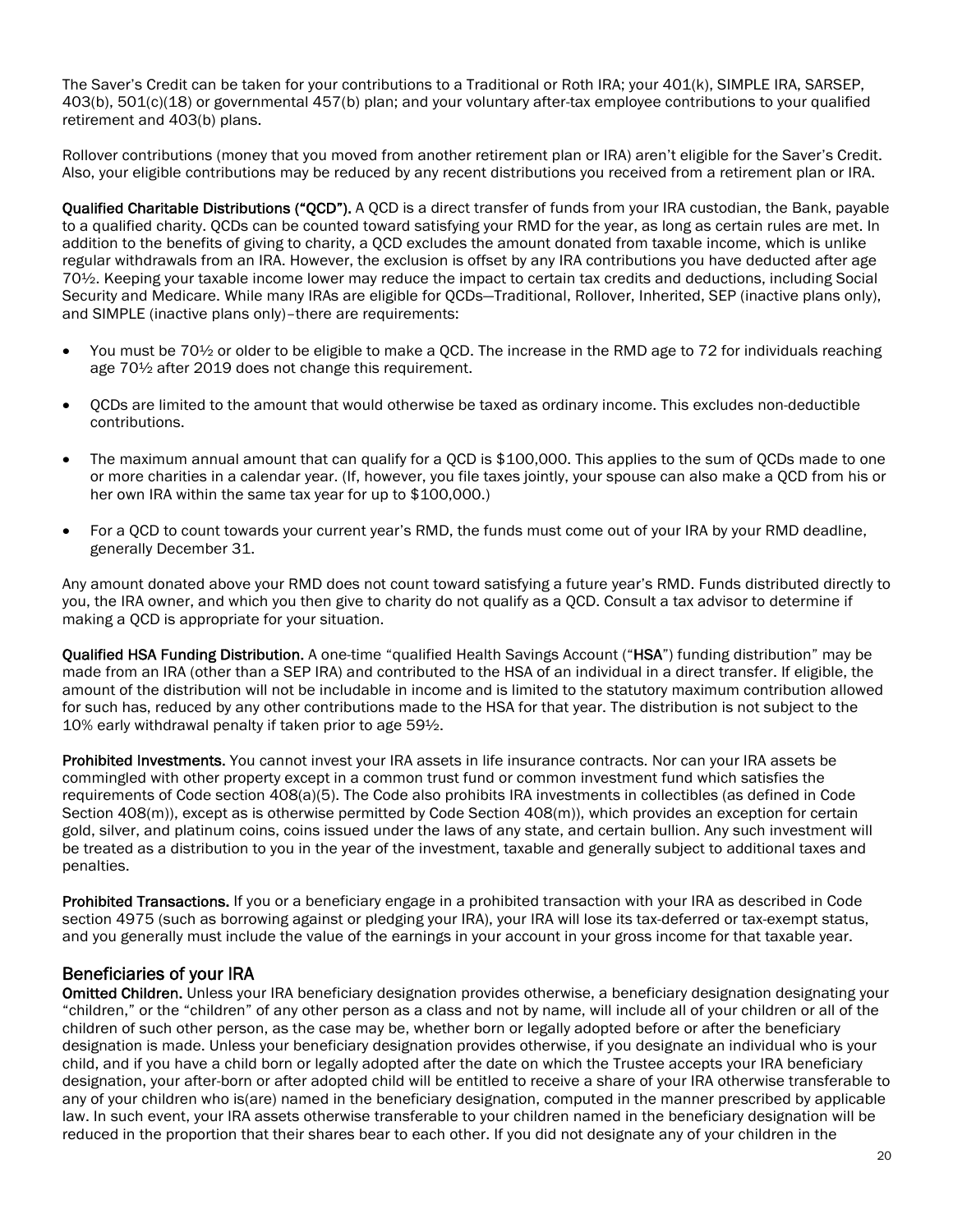The Saver's Credit can be taken for your contributions to a Traditional or Roth IRA; your 401(k), SIMPLE IRA, SARSEP, 403(b), 501(c)(18) or governmental 457(b) plan; and your voluntary after-tax employee contributions to your qualified retirement and 403(b) plans.

Rollover contributions (money that you moved from another retirement plan or IRA) aren't eligible for the Saver's Credit. Also, your eligible contributions may be reduced by any recent distributions you received from a retirement plan or IRA.

**Qualified Charitable Distributions ("QCD").** A QCD is a direct transfer of funds from your IRA custodian, the Bank, payable to a qualified charity. QCDs can be counted toward satisfying your RMD for the year, as long as certain rules are met. In addition to the benefits of giving to charity, a QCD excludes the amount donated from taxable income, which is unlike regular withdrawals from an IRA. However, the exclusion is offset by any IRA contributions you have deducted after age 70½. Keeping your taxable income lower may reduce the impact to certain tax credits and deductions, including Social Security and Medicare. While many IRAs are eligible for QCDs—Traditional, Rollover, Inherited, SEP (inactive plans only), and SIMPLE (inactive plans only)–there are requirements:

- You must be 70½ or older to be eligible to make a QCD. The increase in the RMD age to 72 for individuals reaching age 70½ after 2019 does not change this requirement.
- QCDs are limited to the amount that would otherwise be taxed as ordinary income. This excludes non-deductible contributions.
- The maximum annual amount that can qualify for a QCD is $100,000. This applies to the sum of QCDs made to one or more charities in a calendar year. (If, however, you file taxes jointly, your spouse can also make a QCD from his or her own IRA within the same tax year for up to $100,000.)
- For a QCD to count towards your current year's RMD, the funds must come out of your IRA by your RMD deadline, generally December 31.

Any amount donated above your RMD does not count toward satisfying a future year's RMD. Funds distributed directly to you, the IRA owner, and which you then give to charity do not qualify as a QCD. Consult a tax advisor to determine if making a QCD is appropriate for your situation.

**Qualified HSA Funding Distribution.** A one-time "qualified Health Savings Account ("**HSA**") funding distribution" may be made from an IRA (other than a SEP IRA) and contributed to the HSA of an individual in a direct transfer. If eligible, the amount of the distribution will not be includable in income and is limited to the statutory maximum contribution allowed for such has, reduced by any other contributions made to the HSA for that year. The distribution is not subject to the 10% early withdrawal penalty if taken prior to age 59½.

**Prohibited Investments.** You cannot invest your IRA assets in life insurance contracts. Nor can your IRA assets be commingled with other property except in a common trust fund or common investment fund which satisfies the requirements of Code section 408(a)(5). The Code also prohibits IRA investments in collectibles (as defined in Code Section 408(m)), except as is otherwise permitted by Code Section 408(m)), which provides an exception for certain gold, silver, and platinum coins, coins issued under the laws of any state, and certain bullion. Any such investment will be treated as a distribution to you in the year of the investment, taxable and generally subject to additional taxes and penalties.

**Prohibited Transactions.** If you or a beneficiary engage in a prohibited transaction with your IRA as described in Code section 4975 (such as borrowing against or pledging your IRA), your IRA will lose its tax-deferred or tax-exempt status, and you generally must include the value of the earnings in your account in your gross income for that taxable year.

## Beneficiaries of your IRA

**Omitted Children.** Unless your IRA beneficiary designation provides otherwise, a beneficiary designation designating your "children," or the "children" of any other person as a class and not by name, will include all of your children or all of the children of such other person, as the case may be, whether born or legally adopted before or after the beneficiary designation is made. Unless your beneficiary designation provides otherwise, if you designate an individual who is your child, and if you have a child born or legally adopted after the date on which the Trustee accepts your IRA beneficiary designation, your after-born or after adopted child will be entitled to receive a share of your IRA otherwise transferable to any of your children who is(are) named in the beneficiary designation, computed in the manner prescribed by applicable law. In such event, your IRA assets otherwise transferable to your children named in the beneficiary designation will be reduced in the proportion that their shares bear to each other. If you did not designate any of your children in the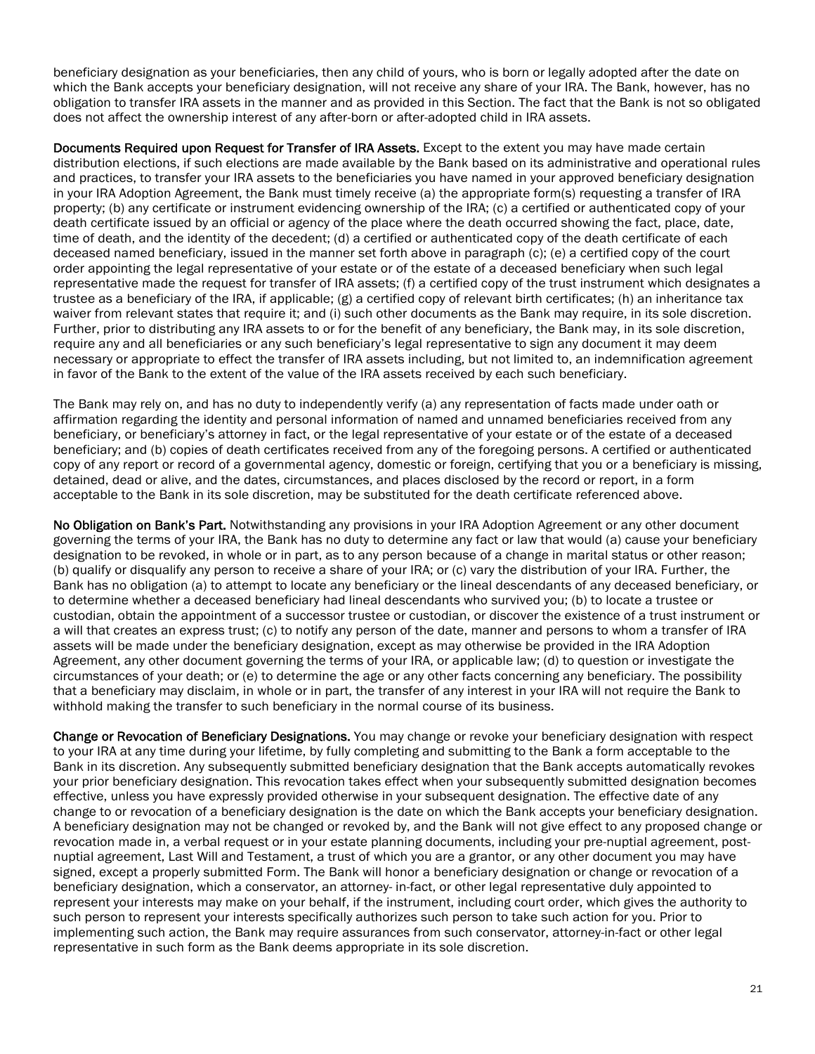beneficiary designation as your beneficiaries, then any child of yours, who is born or legally adopted after the date on which the Bank accepts your beneficiary designation, will not receive any share of your IRA. The Bank, however, has no obligation to transfer IRA assets in the manner and as provided in this Section. The fact that the Bank is not so obligated does not affect the ownership interest of any after-born or after-adopted child in IRA assets.

**Documents Required upon Request for Transfer of IRA Assets.** Except to the extent you may have made certain distribution elections, if such elections are made available by the Bank based on its administrative and operational rules and practices, to transfer your IRA assets to the beneficiaries you have named in your approved beneficiary designation in your IRA Adoption Agreement, the Bank must timely receive (a) the appropriate form(s) requesting a transfer of IRA property; (b) any certificate or instrument evidencing ownership of the IRA; (c) a certified or authenticated copy of your death certificate issued by an official or agency of the place where the death occurred showing the fact, place, date, time of death, and the identity of the decedent; (d) a certified or authenticated copy of the death certificate of each deceased named beneficiary, issued in the manner set forth above in paragraph (c); (e) a certified copy of the court order appointing the legal representative of your estate or of the estate of a deceased beneficiary when such legal representative made the request for transfer of IRA assets; (f) a certified copy of the trust instrument which designates a trustee as a beneficiary of the IRA, if applicable; (g) a certified copy of relevant birth certificates; (h) an inheritance tax waiver from relevant states that require it; and (i) such other documents as the Bank may require, in its sole discretion. Further, prior to distributing any IRA assets to or for the benefit of any beneficiary, the Bank may, in its sole discretion, require any and all beneficiaries or any such beneficiary's legal representative to sign any document it may deem necessary or appropriate to effect the transfer of IRA assets including, but not limited to, an indemnification agreement in favor of the Bank to the extent of the value of the IRA assets received by each such beneficiary.

The Bank may rely on, and has no duty to independently verify (a) any representation of facts made under oath or affirmation regarding the identity and personal information of named and unnamed beneficiaries received from any beneficiary, or beneficiary's attorney in fact, or the legal representative of your estate or of the estate of a deceased beneficiary; and (b) copies of death certificates received from any of the foregoing persons. A certified or authenticated copy of any report or record of a governmental agency, domestic or foreign, certifying that you or a beneficiary is missing, detained, dead or alive, and the dates, circumstances, and places disclosed by the record or report, in a form acceptable to the Bank in its sole discretion, may be substituted for the death certificate referenced above.

**No Obligation on Bank's Part.** Notwithstanding any provisions in your IRA Adoption Agreement or any other document governing the terms of your IRA, the Bank has no duty to determine any fact or law that would (a) cause your beneficiary designation to be revoked, in whole or in part, as to any person because of a change in marital status or other reason; (b) qualify or disqualify any person to receive a share of your IRA; or (c) vary the distribution of your IRA. Further, the Bank has no obligation (a) to attempt to locate any beneficiary or the lineal descendants of any deceased beneficiary, or to determine whether a deceased beneficiary had lineal descendants who survived you; (b) to locate a trustee or custodian, obtain the appointment of a successor trustee or custodian, or discover the existence of a trust instrument or a will that creates an express trust; (c) to notify any person of the date, manner and persons to whom a transfer of IRA assets will be made under the beneficiary designation, except as may otherwise be provided in the IRA Adoption Agreement, any other document governing the terms of your IRA, or applicable law; (d) to question or investigate the circumstances of your death; or (e) to determine the age or any other facts concerning any beneficiary. The possibility that a beneficiary may disclaim, in whole or in part, the transfer of any interest in your IRA will not require the Bank to withhold making the transfer to such beneficiary in the normal course of its business.

**Change or Revocation of Beneficiary Designations.** You may change or revoke your beneficiary designation with respect to your IRA at any time during your lifetime, by fully completing and submitting to the Bank a form acceptable to the Bank in its discretion. Any subsequently submitted beneficiary designation that the Bank accepts automatically revokes your prior beneficiary designation. This revocation takes effect when your subsequently submitted designation becomes effective, unless you have expressly provided otherwise in your subsequent designation. The effective date of any change to or revocation of a beneficiary designation is the date on which the Bank accepts your beneficiary designation. A beneficiary designation may not be changed or revoked by, and the Bank will not give effect to any proposed change or revocation made in, a verbal request or in your estate planning documents, including your pre-nuptial agreement, post-nuptial agreement, Last Will and Testament, a trust of which you are a grantor, or any other document you may have signed, except a properly submitted Form. The Bank will honor a beneficiary designation or change or revocation of a beneficiary designation, which a conservator, an attorney- in-fact, or other legal representative duly appointed to represent your interests may make on your behalf, if the instrument, including court order, which gives the authority to such person to represent your interests specifically authorizes such person to take such action for you. Prior to implementing such action, the Bank may require assurances from such conservator, attorney-in-fact or other legal representative in such form as the Bank deems appropriate in its sole discretion.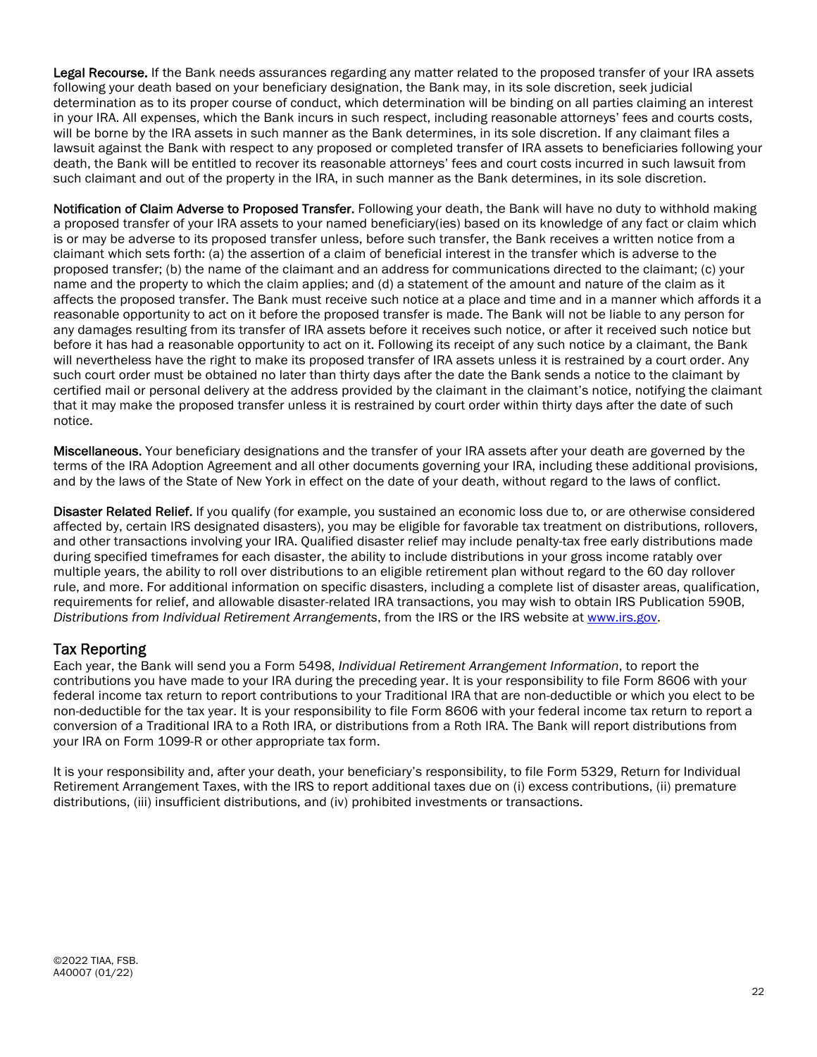**Legal Recourse.** If the Bank needs assurances regarding any matter related to the proposed transfer of your IRA assets following your death based on your beneficiary designation, the Bank may, in its sole discretion, seek judicial determination as to its proper course of conduct, which determination will be binding on all parties claiming an interest in your IRA. All expenses, which the Bank incurs in such respect, including reasonable attorneys' fees and courts costs, will be borne by the IRA assets in such manner as the Bank determines, in its sole discretion. If any claimant files a lawsuit against the Bank with respect to any proposed or completed transfer of IRA assets to beneficiaries following your death, the Bank will be entitled to recover its reasonable attorneys' fees and court costs incurred in such lawsuit from such claimant and out of the property in the IRA, in such manner as the Bank determines, in its sole discretion.

**Notification of Claim Adverse to Proposed Transfer.** Following your death, the Bank will have no duty to withhold making a proposed transfer of your IRA assets to your named beneficiary(ies) based on its knowledge of any fact or claim which is or may be adverse to its proposed transfer unless, before such transfer, the Bank receives a written notice from a claimant which sets forth: (a) the assertion of a claim of beneficial interest in the transfer which is adverse to the proposed transfer; (b) the name of the claimant and an address for communications directed to the claimant; (c) your name and the property to which the claim applies; and (d) a statement of the amount and nature of the claim as it affects the proposed transfer. The Bank must receive such notice at a place and time and in a manner which affords it a reasonable opportunity to act on it before the proposed transfer is made. The Bank will not be liable to any person for any damages resulting from its transfer of IRA assets before it receives such notice, or after it received such notice but before it has had a reasonable opportunity to act on it. Following its receipt of any such notice by a claimant, the Bank will nevertheless have the right to make its proposed transfer of IRA assets unless it is restrained by a court order. Any such court order must be obtained no later than thirty days after the date the Bank sends a notice to the claimant by certified mail or personal delivery at the address provided by the claimant in the claimant's notice, notifying the claimant that it may make the proposed transfer unless it is restrained by court order within thirty days after the date of such notice.

**Miscellaneous.** Your beneficiary designations and the transfer of your IRA assets after your death are governed by the terms of the IRA Adoption Agreement and all other documents governing your IRA, including these additional provisions, and by the laws of the State of New York in effect on the date of your death, without regard to the laws of conflict.

**Disaster Related Relief.** If you qualify (for example, you sustained an economic loss due to, or are otherwise considered affected by, certain IRS designated disasters), you may be eligible for favorable tax treatment on distributions, rollovers, and other transactions involving your IRA. Qualified disaster relief may include penalty-tax free early distributions made during specified timeframes for each disaster, the ability to include distributions in your gross income ratably over multiple years, the ability to roll over distributions to an eligible retirement plan without regard to the 60 day rollover rule, and more. For additional information on specific disasters, including a complete list of disaster areas, qualification, requirements for relief, and allowable disaster-related IRA transactions, you may wish to obtain IRS Publication 590B, *Distributions from Individual Retirement Arrangements*, from the IRS or the IRS website at www.irs.gov.

## Tax Reporting

Each year, the Bank will send you a Form 5498, *Individual Retirement Arrangement Information*, to report the contributions you have made to your IRA during the preceding year. It is your responsibility to file Form 8606 with your federal income tax return to report contributions to your Traditional IRA that are non-deductible or which you elect to be non-deductible for the tax year. It is your responsibility to file Form 8606 with your federal income tax return to report a conversion of a Traditional IRA to a Roth IRA, or distributions from a Roth IRA. The Bank will report distributions from your IRA on Form 1099-R or other appropriate tax form.

It is your responsibility and, after your death, your beneficiary's responsibility, to file Form 5329, Return for Individual Retirement Arrangement Taxes, with the IRS to report additional taxes due on (i) excess contributions, (ii) premature distributions, (iii) insufficient distributions, and (iv) prohibited investments or transactions.

©2022 TIAA, FSB.
A40007 (01/22)